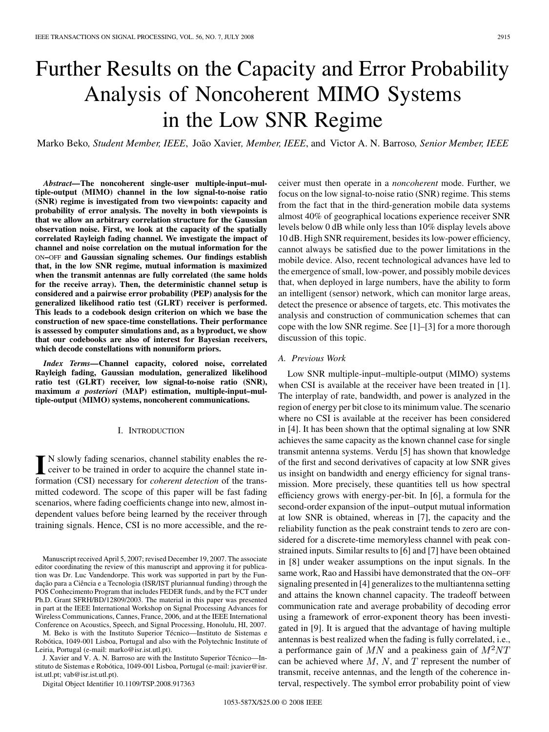# Further Results on the Capacity and Error Probability Analysis of Noncoherent MIMO Systems in the Low SNR Regime

Marko Beko, *Student Member, IEEE*, João Xavier, *Member, IEEE*, and Victor A. N. Barroso, *Senior Member, IEEE*

***Abstract*—The noncoherent single-user multiple-input–multiple-output (MIMO) channel in the low signal-to-noise ratio (SNR) regime is investigated from two viewpoints: capacity and probability of error analysis. The novelty in both viewpoints is that we allow an arbitrary correlation structure for the Gaussian observation noise. First, we look at the capacity of the spatially correlated Rayleigh fading channel. We investigate the impact of channel and noise correlation on the mutual information for the ON–OFF and Gaussian signaling schemes. Our findings establish that, in the low SNR regime, mutual information is maximized when the transmit antennas are fully correlated (the same holds for the receive array). Then, the deterministic channel setup is considered and a pairwise error probability (PEP) analysis for the generalized likelihood ratio test (GLRT) receiver is performed. This leads to a codebook design criterion on which we base the construction of new space-time constellations. Their performance is assessed by computer simulations and, as a byproduct, we show that our codebooks are also of interest for Bayesian receivers, which decode constellations with nonuniform priors.**

***Index Terms*—Channel capacity, colored noise, correlated Rayleigh fading, Gaussian modulation, generalized likelihood ratio test (GLRT) receiver, low signal-to-noise ratio (SNR), maximum *a posteriori* (MAP) estimation, multiple-input–multiple-output (MIMO) systems, noncoherent communications.**

## I. Introduction

In slowly fading scenarios, channel stability enables the receiver to be trained in order to acquire the channel state information (CSI) necessary for *coherent detection* of the transmitted codeword. The scope of this paper will be fast fading scenarios, where fading coefficients change into new, almost independent values before being learned by the receiver through training signals. Hence, CSI is no more accessible, and the receiver must then operate in a *noncoherent* mode. Further, we focus on the low signal-to-noise ratio (SNR) regime. This stems from the fact that in the third-generation mobile data systems almost 40% of geographical locations experience receiver SNR levels below 0 dB while only less than 10% display levels above 10 dB. High SNR requirement, besides its low-power efficiency, cannot always be satisfied due to the power limitations in the mobile device. Also, recent technological advances have led to the emergence of small, low-power, and possibly mobile devices that, when deployed in large numbers, have the ability to form an intelligent (sensor) network, which can monitor large areas, detect the presence or absence of targets, etc. This motivates the analysis and construction of communication schemes that can cope with the low SNR regime. See [1]–[3] for a more thorough discussion of this topic.

### A. Previous Work

Low SNR multiple-input–multiple-output (MIMO) systems when CSI is available at the receiver have been treated in [1]. The interplay of rate, bandwidth, and power is analyzed in the region of energy per bit close to its minimum value. The scenario where no CSI is available at the receiver has been considered in [4]. It has been shown that the optimal signaling at low SNR achieves the same capacity as the known channel case for single transmit antenna systems. Verdu [5] has shown that knowledge of the first and second derivatives of capacity at low SNR gives us insight on bandwidth and energy efficiency for signal transmission. More precisely, these quantities tell us how spectral efficiency grows with energy-per-bit. In [6], a formula for the second-order expansion of the input–output mutual information at low SNR is obtained, whereas in [7], the capacity and the reliability function as the peak constraint tends to zero are considered for a discrete-time memoryless channel with peak constrained inputs. Similar results to [6] and [7] have been obtained in [8] under weaker assumptions on the input signals. In the same work, Rao and Hassibi have demonstrated that the ON–OFF signaling presented in [4] generalizes to the multiantenna setting and attains the known channel capacity. The tradeoff between communication rate and average probability of decoding error using a framework of error-exponent theory has been investigated in [9]. It is argued that the advantage of having multiple antennas is best realized when the fading is fully correlated, i.e., a performance gain of $MN$ and a peakiness gain of $M^2NT$ can be achieved where $M$, $N$, and $T$ represent the number of transmit, receive antennas, and the length of the coherence interval, respectively. The symbol error probability point of view

Manuscript received April 5, 2007; revised December 19, 2007. The associate editor coordinating the review of this manuscript and approving it for publication was Dr. Luc Vandendorpe. This work was supported in part by the Fundação para a Ciência e a Tecnologia (ISR/IST pluriannual funding) through the POS Conhecimento Program that includes FEDER funds, and by the FCT under Ph.D. Grant SFRH/BD/12809/2003. The material in this paper was presented in part at the IEEE International Workshop on Signal Processing Advances for Wireless Communications, Cannes, France, 2006, and at the IEEE International Conference on Acoustics, Speech, and Signal Processing, Honolulu, HI, 2007.

M. Beko is with the Instituto Superior Técnico—Instituto de Sistemas e Robótica, 1049-001 Lisboa, Portugal and also with the Polytechnic Institute of Leiria, Portugal (e-mail: marko@isr.ist.utl.pt).

J. Xavier and V. A. N. Barroso are with the Instituto Superior Técnico—Instituto de Sistemas e Robótica, 1049-001 Lisboa, Portugal (e-mail: jxavier@isr.ist.utl.pt; vab@isr.ist.utl.pt).

Digital Object Identifier 10.1109/TSP.2008.917363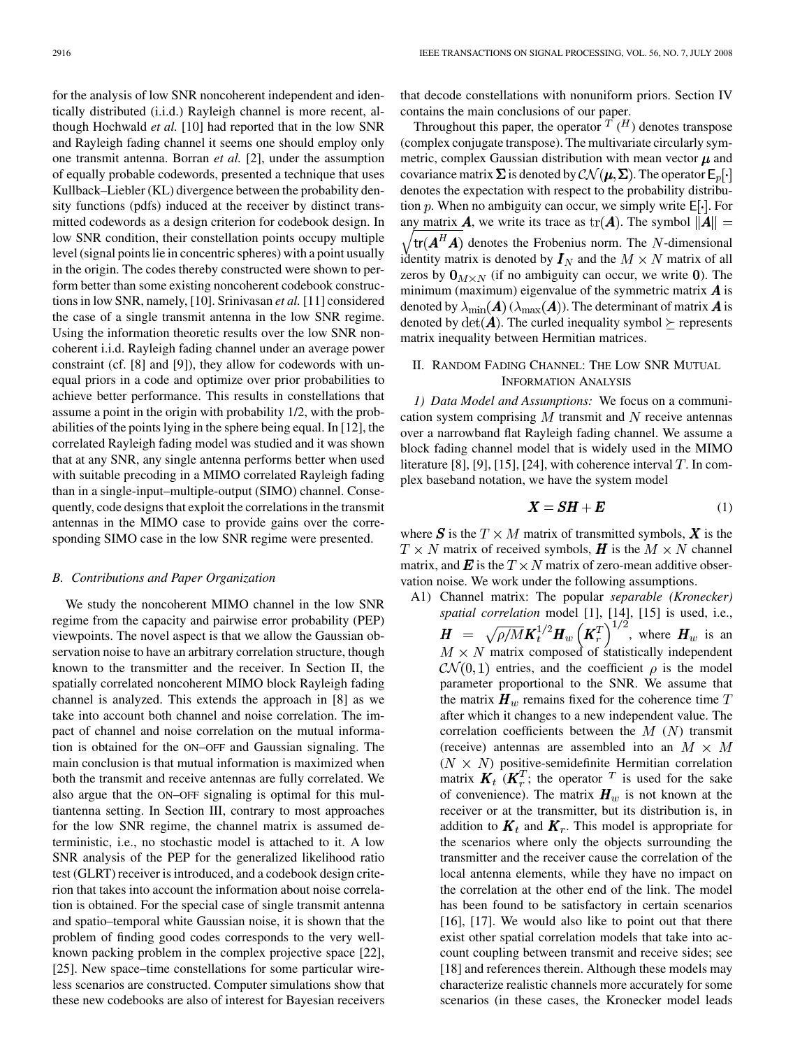for the analysis of low SNR noncoherent independent and identically distributed (i.i.d.) Rayleigh channel is more recent, although Hochwald *et al.* [10] had reported that in the low SNR and Rayleigh fading channel it seems one should employ only one transmit antenna. Borran *et al.* [2], under the assumption of equally probable codewords, presented a technique that uses Kullback–Liebler (KL) divergence between the probability density functions (pdfs) induced at the receiver by distinct transmitted codewords as a design criterion for codebook design. In low SNR condition, their constellation points occupy multiple level (signal points lie in concentric spheres) with a point usually in the origin. The codes thereby constructed were shown to perform better than some existing noncoherent codebook constructions in low SNR, namely, [10]. Srinivasan *et al.* [11] considered the case of a single transmit antenna in the low SNR regime. Using the information theoretic results over the low SNR noncoherent i.i.d. Rayleigh fading channel under an average power constraint (cf. [8] and [9]), they allow for codewords with unequal priors in a code and optimize over prior probabilities to achieve better performance. This results in constellations that assume a point in the origin with probability 1/2, with the probabilities of the points lying in the sphere being equal. In [12], the correlated Rayleigh fading model was studied and it was shown that at any SNR, any single antenna performs better when used with suitable precoding in a MIMO correlated Rayleigh fading than in a single-input–multiple-output (SIMO) channel. Consequently, code designs that exploit the correlations in the transmit antennas in the MIMO case to provide gains over the corresponding SIMO case in the low SNR regime were presented.

### B. Contributions and Paper Organization

We study the noncoherent MIMO channel in the low SNR regime from the capacity and pairwise error probability (PEP) viewpoints. The novel aspect is that we allow the Gaussian observation noise to have an arbitrary correlation structure, though known to the transmitter and the receiver. In Section II, the spatially correlated noncoherent MIMO block Rayleigh fading channel is analyzed. This extends the approach in [8] as we take into account both channel and noise correlation. The impact of channel and noise correlation on the mutual information is obtained for the ON–OFF and Gaussian signaling. The main conclusion is that mutual information is maximized when both the transmit and receive antennas are fully correlated. We also argue that the ON–OFF signaling is optimal for this multiantenna setting. In Section III, contrary to most approaches for the low SNR regime, the channel matrix is assumed deterministic, i.e., no stochastic model is attached to it. A low SNR analysis of the PEP for the generalized likelihood ratio test (GLRT) receiver is introduced, and a codebook design criterion that takes into account the information about noise correlation is obtained. For the special case of single transmit antenna and spatio–temporal white Gaussian noise, it is shown that the problem of finding good codes corresponds to the very well-known packing problem in the complex projective space [22], [25]. New space–time constellations for some particular wireless scenarios are constructed. Computer simulations show that these new codebooks are also of interest for Bayesian receivers that decode constellations with nonuniform priors. Section IV contains the main conclusions of our paper.

Throughout this paper, the operator $^T$ ($^H$) denotes transpose (complex conjugate transpose). The multivariate circularly symmetric, complex Gaussian distribution with mean vector $\boldsymbol{\mu}$ and covariance matrix $\boldsymbol{\Sigma}$ is denoted by $\mathcal{CN}(\boldsymbol{\mu}, \boldsymbol{\Sigma})$. The operator $\mathsf{E}_p[\cdot]$ denotes the expectation with respect to the probability distribution $p$. When no ambiguity can occur, we simply write $\mathsf{E}[\cdot]$. For any matrix $\boldsymbol{A}$, we write its trace as $\mathrm{tr}(\boldsymbol{A})$. The symbol $\|\boldsymbol{A}\| = \sqrt{\mathrm{tr}(\boldsymbol{A}^H\boldsymbol{A})}$ denotes the Frobenius norm. The $N$-dimensional identity matrix is denoted by $\boldsymbol{I}_N$ and the $M \times N$ matrix of all zeros by $\boldsymbol{0}_{M\times N}$ (if no ambiguity can occur, we write $\boldsymbol{0}$). The minimum (maximum) eigenvalue of the symmetric matrix $\boldsymbol{A}$ is denoted by $\lambda_{\min}(\boldsymbol{A})$ ($\lambda_{\max}(\boldsymbol{A})$). The determinant of matrix $\boldsymbol{A}$ is denoted by $\det(\boldsymbol{A})$. The curled inequality symbol $\succeq$ represents matrix inequality between Hermitian matrices.

## II. Random Fading Channel: The Low SNR Mutual Information Analysis

*1) Data Model and Assumptions:* We focus on a communication system comprising $M$ transmit and $N$ receive antennas over a narrowband flat Rayleigh fading channel. We assume a block fading channel model that is widely used in the MIMO literature [8], [9], [15], [24], with coherence interval $T$. In complex baseband notation, we have the system model

$$\boldsymbol{X} = \boldsymbol{S}\boldsymbol{H} + \boldsymbol{E} \tag{1}$$

where $\boldsymbol{S}$ is the $T \times M$ matrix of transmitted symbols, $\boldsymbol{X}$ is the $T \times N$ matrix of received symbols, $\boldsymbol{H}$ is the $M \times N$ channel matrix, and $\boldsymbol{E}$ is the $T \times N$ matrix of zero-mean additive observation noise. We work under the following assumptions.

A1) Channel matrix: The popular *separable (Kronecker) spatial correlation* model [1], [14], [15] is used, i.e., $\boldsymbol{H} = \sqrt{\rho/M}\boldsymbol{K}_t^{1/2}\boldsymbol{H}_w\left(\boldsymbol{K}_r^T\right)^{1/2}$, where $\boldsymbol{H}_w$ is an $M \times N$ matrix composed of statistically independent $\mathcal{CN}(0,1)$ entries, and the coefficient $\rho$ is the model parameter proportional to the SNR. We assume that the matrix $\boldsymbol{H}_w$ remains fixed for the coherence time $T$ after which it changes to a new independent value. The correlation coefficients between the $M$ ($N$) transmit (receive) antennas are assembled into an $M \times M$ ($N \times N$) positive-semidefinite Hermitian correlation matrix $\boldsymbol{K}_t$ ($\boldsymbol{K}_r^T$; the operator $^T$ is used for the sake of convenience). The matrix $\boldsymbol{H}_w$ is not known at the receiver or at the transmitter, but its distribution is, in addition to $\boldsymbol{K}_t$ and $\boldsymbol{K}_r$. This model is appropriate for the scenarios where only the objects surrounding the transmitter and the receiver cause the correlation of the local antenna elements, while they have no impact on the correlation at the other end of the link. The model has been found to be satisfactory in certain scenarios [16], [17]. We would also like to point out that there exist other spatial correlation models that take into account coupling between transmit and receive sides; see [18] and references therein. Although these models may characterize realistic channels more accurately for some scenarios (in these cases, the Kronecker model leads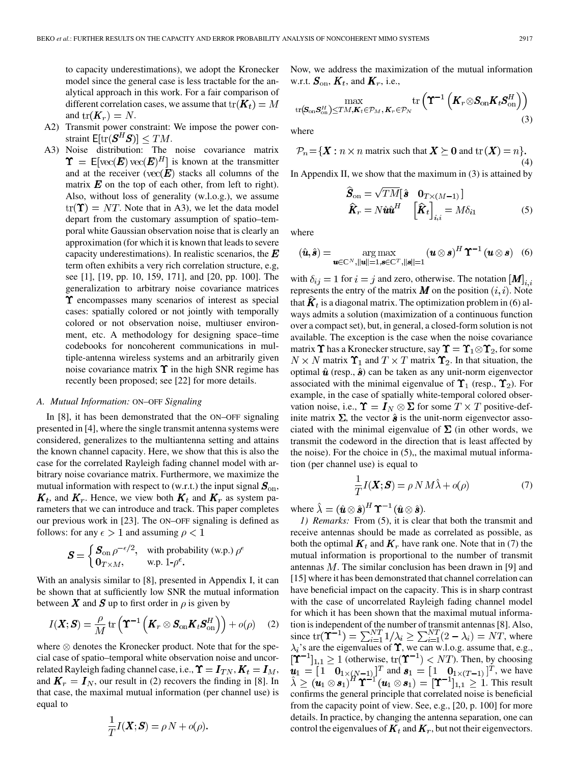to capacity underestimations), we adopt the Kronecker model since the general case is less tractable for the analytical approach in this work. For a fair comparison of different correlation cases, we assume that $\mathrm{tr}(\boldsymbol{K}_t) = M$ and $\mathrm{tr}(\boldsymbol{K}_r) = N$.

A2) Transmit power constraint: We impose the power constraint $\mathsf{E}[\mathrm{tr}(\boldsymbol{S}^H\boldsymbol{S})] \leq TM$.

A3) Noise distribution: The noise covariance matrix $\boldsymbol{\Upsilon} = \mathsf{E}[\mathrm{vec}(\boldsymbol{E})\,\mathrm{vec}(\boldsymbol{E})^H]$ is known at the transmitter and at the receiver ($\mathrm{vec}(\boldsymbol{E})$ stacks all columns of the matrix $\boldsymbol{E}$ on the top of each other, from left to right). Also, without loss of generality (w.l.o.g.), we assume $\mathrm{tr}(\boldsymbol{\Upsilon}) = NT$. Note that in A3), we let the data model depart from the customary assumption of spatio–temporal white Gaussian observation noise that is clearly an approximation (for which it is known that leads to severe capacity underestimations). In realistic scenarios, the $\boldsymbol{E}$ term often exhibits a very rich correlation structure, e.g, see [1], [19, pp. 10, 159, 171], and [20, pp. 100]. The generalization to arbitrary noise covariance matrices $\boldsymbol{\Upsilon}$ encompasses many scenarios of interest as special cases: spatially colored or not jointly with temporally colored or not observation noise, multiuser environment, etc. A methodology for designing space–time codebooks for noncoherent communications in multiple-antenna wireless systems and an arbitrarily given noise covariance matrix $\boldsymbol{\Upsilon}$ in the high SNR regime has recently been proposed; see [22] for more details.

### A. Mutual Information: ON–OFF Signaling

In [8], it has been demonstrated that the ON–OFF signaling presented in [4], where the single transmit antenna systems were considered, generalizes to the multiantenna setting and attains the known channel capacity. Here, we show that this is also the case for the correlated Rayleigh fading channel model with arbitrary noise covariance matrix. Furthermore, we maximize the mutual information with respect to (w.r.t.) the input signal $\boldsymbol{S}_{\mathrm{on}}$, $\boldsymbol{K}_t$, and $\boldsymbol{K}_r$. Hence, we view both $\boldsymbol{K}_t$ and $\boldsymbol{K}_r$ as system parameters that we can introduce and track. This paper completes our previous work in [23]. The ON–OFF signaling is defined as follows: for any $\epsilon > 1$ and assuming $\rho < 1$

$$\boldsymbol{S} = \begin{cases} \boldsymbol{S}_{\mathrm{on}}\,\rho^{-\epsilon/2}, & \text{with probability (w.p.) } \rho^{\epsilon} \\ \boldsymbol{0}_{T\times M}, & \text{w.p. } 1\text{-}\rho^{\epsilon}. \end{cases}$$

With an analysis similar to [8], presented in Appendix I, it can be shown that at sufficiently low SNR the mutual information between $\boldsymbol{X}$ and $\boldsymbol{S}$ up to first order in $\rho$ is given by

$$I(\boldsymbol{X};\boldsymbol{S}) = \frac{\rho}{M}\,\mathrm{tr}\left(\boldsymbol{\Upsilon}^{-1}\left(\boldsymbol{K}_r \otimes \boldsymbol{S}_{\mathrm{on}}\boldsymbol{K}_t\boldsymbol{S}_{\mathrm{on}}^H\right)\right) + o(\rho) \tag{2}$$

where $\otimes$ denotes the Kronecker product. Note that for the special case of spatio–temporal white observation noise and uncorrelated Rayleigh fading channel case, i.e., $\boldsymbol{\Upsilon} = \boldsymbol{I}_{TN}$, $\boldsymbol{K}_t = \boldsymbol{I}_M$, and $\boldsymbol{K}_r = \boldsymbol{I}_N$, our result in (2) recovers the finding in [8]. In that case, the maximal mutual information (per channel use) is equal to

$$\frac{1}{T}I(\boldsymbol{X};\boldsymbol{S}) = \rho N + o(\rho).$$

Now, we address the maximization of the mutual information w.r.t. $\boldsymbol{S}_{\mathrm{on}}$, $\boldsymbol{K}_t$, and $\boldsymbol{K}_r$, i.e.,

$$\max_{\mathrm{tr}\left(\boldsymbol{S}_{\mathrm{on}}\boldsymbol{S}_{\mathrm{on}}^H\right) \leq TM,\, \boldsymbol{K}_t \in \mathcal{P}_M,\, \boldsymbol{K}_r \in \mathcal{P}_N} \mathrm{tr}\left(\boldsymbol{\Upsilon}^{-1}\left(\boldsymbol{K}_r \otimes \boldsymbol{S}_{\mathrm{on}}\boldsymbol{K}_t\boldsymbol{S}_{\mathrm{on}}^H\right)\right) \tag{3}$$

where

$$\mathcal{P}_n = \{\boldsymbol{X} : n \times n \text{ matrix such that } \boldsymbol{X} \succeq \boldsymbol{0} \text{ and } \mathrm{tr}\,(\boldsymbol{X}) = n\}. \tag{4}$$

In Appendix II, we show that the maximum in (3) is attained by

$$\begin{aligned} \widehat{\boldsymbol{S}}_{\mathrm{on}} &= \sqrt{TM}\left[\,\hat{\boldsymbol{s}} \quad \boldsymbol{0}_{T\times(M-1)}\,\right] \\ \widehat{\boldsymbol{K}}_r &= N\hat{\boldsymbol{u}}\hat{\boldsymbol{u}}^H \quad \left[\widehat{\boldsymbol{K}}_t\right]_{i,i} = M\delta_{i1} \end{aligned} \tag{5}$$

where

$$(\hat{\boldsymbol{u}},\hat{\boldsymbol{s}}) = \underset{\boldsymbol{u}\in\mathbb{C}^N, \|\boldsymbol{u}\|=1, \boldsymbol{s}\in\mathbb{C}^T, \|\boldsymbol{s}\|=1}{\arg\max} (\boldsymbol{u}\otimes\boldsymbol{s})^H\,\boldsymbol{\Upsilon}^{-1}\,(\boldsymbol{u}\otimes\boldsymbol{s}) \tag{6}$$

with $\delta_{ij} = 1$ for $i = j$ and zero, otherwise. The notation $[\boldsymbol{M}]_{i,i}$ represents the entry of the matrix $\boldsymbol{M}$ on the position $(i,i)$. Note that $\widehat{\boldsymbol{K}}_t$ is a diagonal matrix. The optimization problem in (6) always admits a solution (maximization of a continuous function over a compact set), but, in general, a closed-form solution is not available. The exception is the case when the noise covariance matrix $\boldsymbol{\Upsilon}$ has a Kronecker structure, say $\boldsymbol{\Upsilon} = \boldsymbol{\Upsilon}_1 \otimes \boldsymbol{\Upsilon}_2$, for some $N \times N$ matrix $\boldsymbol{\Upsilon}_1$ and $T \times T$ matrix $\boldsymbol{\Upsilon}_2$. In that situation, the optimal $\hat{\boldsymbol{u}}$ (resp., $\hat{\boldsymbol{s}}$) can be taken as any unit-norm eigenvector associated with the minimal eigenvalue of $\boldsymbol{\Upsilon}_1$ (resp., $\boldsymbol{\Upsilon}_2$). For example, in the case of spatially white-temporal colored observation noise, i.e., $\boldsymbol{\Upsilon} = \boldsymbol{I}_N \otimes \boldsymbol{\Sigma}$ for some $T \times T$ positive-definite matrix $\boldsymbol{\Sigma}$, the vector $\hat{\boldsymbol{s}}$ is the unit-norm eigenvector associated with the minimal eigenvalue of $\boldsymbol{\Sigma}$ (in other words, we transmit the codeword in the direction that is least affected by the noise). For the choice in (5),, the maximal mutual information (per channel use) is equal to

$$\frac{1}{T}I(\boldsymbol{X};\boldsymbol{S}) = \rho\,N\,M\hat{\lambda} + o(\rho) \tag{7}$$

where $\hat{\lambda} = (\hat{\boldsymbol{u}}\otimes\hat{\boldsymbol{s}})^H\,\boldsymbol{\Upsilon}^{-1}\,(\hat{\boldsymbol{u}}\otimes\hat{\boldsymbol{s}})$.

*1) Remarks:* From (5), it is clear that both the transmit and receive antennas should be made as correlated as possible, as both the optimal $\boldsymbol{K}_t$ and $\boldsymbol{K}_r$ have rank one. Note that in (7) the mutual information is proportional to the number of transmit antennas $M$. The similar conclusion has been drawn in [9] and [15] where it has been demonstrated that channel correlation can have beneficial impact on the capacity. This is in sharp contrast with the case of uncorrelated Rayleigh fading channel model for which it has been shown that the maximal mutual information is independent of the number of transmit antennas [8]. Also, since $\mathrm{tr}(\boldsymbol{\Upsilon}^{-1}) = \sum_{i=1}^{NT} 1/\lambda_i \geq \sum_{i=1}^{NT}(2-\lambda_i) = NT$, where $\lambda_i$'s are the eigenvalues of $\boldsymbol{\Upsilon}$, we can w.l.o.g. assume that, e.g., $[\boldsymbol{\Upsilon}^{-1}]_{1,1} \geq 1$ (otherwise, $\mathrm{tr}(\boldsymbol{\Upsilon}^{-1}) < NT$). Then, by choosing $\boldsymbol{u}_1 = [\,1 \quad \boldsymbol{0}_{1\times(N-1)}\,]^T$ and $\boldsymbol{s}_1 = [\,1 \quad \boldsymbol{0}_{1\times(T-1)}\,]^T$, we have $\hat{\lambda} \geq (\boldsymbol{u}_1\otimes\boldsymbol{s}_1)^H\boldsymbol{\Upsilon}^{-1}(\boldsymbol{u}_1\otimes\boldsymbol{s}_1) = [\boldsymbol{\Upsilon}^{-1}]_{1,1} \geq 1$. This result confirms the general principle that correlated noise is beneficial from the capacity point of view. See, e.g., [20, p. 100] for more details. In practice, by changing the antenna separation, one can control the eigenvalues of $\boldsymbol{K}_t$ and $\boldsymbol{K}_r$, but not their eigenvectors.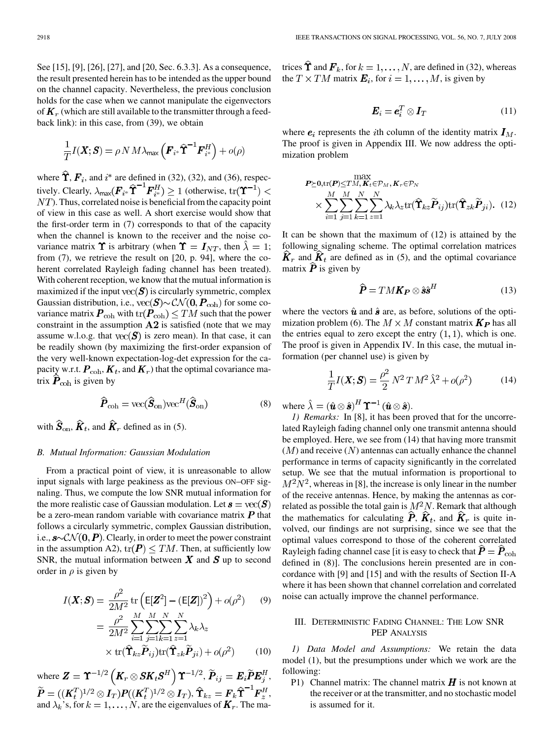See [15], [9], [26], [27], and [20, Sec. 6.3.3]. As a consequence, the result presented herein has to be intended as the upper bound on the channel capacity. Nevertheless, the previous conclusion holds for the case when we cannot manipulate the eigenvectors of $\boldsymbol{K}_r$ (which are still available to the transmitter through a feedback link): in this case, from (39), we obtain

$$\frac{1}{T} I(\boldsymbol{X};\boldsymbol{S}) = \rho N M \lambda_{\max}\left(\boldsymbol{F}_{i^*}\widehat{\boldsymbol{\Upsilon}}^{-1}\boldsymbol{F}_{i^*}^H\right) + o(\rho)$$

where $\widehat{\boldsymbol{\Upsilon}}$, $\boldsymbol{F}_i$, and $i^*$ are defined in (32), (32), and (36), respectively. Clearly, $\lambda_{\max}(\boldsymbol{F}_{i^*}\widehat{\boldsymbol{\Upsilon}}^{-1}\boldsymbol{F}_{i^*}^H) \geq 1$ (otherwise, $\operatorname{tr}(\boldsymbol{\Upsilon}^{-1}) < NT$). Thus, correlated noise is beneficial from the capacity point of view in this case as well. A short exercise would show that the first-order term in (7) corresponds to that of the capacity when the channel is known to the receiver and the noise covariance matrix $\boldsymbol{\Upsilon}$ is arbitrary (when $\boldsymbol{\Upsilon} = \boldsymbol{I}_{NT}$, then $\hat{\lambda} = 1$; from (7), we retrieve the result on [20, p. 94], where the coherent correlated Rayleigh fading channel has been treated). With coherent reception, we know that the mutual information is maximized if the input $\operatorname{vec}(\boldsymbol{S})$ is circularly symmetric, complex Gaussian distribution, i.e., $\operatorname{vec}(\boldsymbol{S}) \sim \mathcal{CN}(\boldsymbol{0}, \boldsymbol{P}_{\mathrm{coh}})$ for some covariance matrix $\boldsymbol{P}_{\mathrm{coh}}$ with $\operatorname{tr}(\boldsymbol{P}_{\mathrm{coh}}) \leq TM$ such that the power constraint in the assumption **A2** is satisfied (note that we may assume w.l.o.g. that $\operatorname{vec}(\boldsymbol{S})$ is zero mean). In that case, it can be readily shown (by maximizing the first-order expansion of the very well-known expectation-log-det expression for the capacity w.r.t. $\boldsymbol{P}_{\mathrm{coh}}$, $\boldsymbol{K}_t$, and $\boldsymbol{K}_r$) that the optimal covariance matrix $\widehat{\boldsymbol{P}}_{\mathrm{coh}}$ is given by

$$\widehat{\boldsymbol{P}}_{\mathrm{coh}} = \operatorname{vec}(\widehat{\boldsymbol{S}}_{\mathrm{on}})\operatorname{vec}^H(\widehat{\boldsymbol{S}}_{\mathrm{on}}) \tag{8}$$

with $\widehat{\boldsymbol{S}}_{\mathrm{on}}$, $\widehat{\boldsymbol{K}}_t$, and $\widehat{\boldsymbol{K}}_r$ defined as in (5).

### B. Mutual Information: Gaussian Modulation

From a practical point of view, it is unreasonable to allow input signals with large peakiness as the previous ON–OFF signaling. Thus, we compute the low SNR mutual information for the more realistic case of Gaussian modulation. Let $\boldsymbol{s} = \operatorname{vec}(\boldsymbol{S})$ be a zero-mean random variable with covariance matrix $\boldsymbol{P}$ that follows a circularly symmetric, complex Gaussian distribution, i.e., $\boldsymbol{s} \sim \mathcal{CN}(\boldsymbol{0}, \boldsymbol{P})$. Clearly, in order to meet the power constraint in the assumption A2), $\operatorname{tr}(\boldsymbol{P}) \leq TM$. Then, at sufficiently low SNR, the mutual information between $\boldsymbol{X}$ and $\boldsymbol{S}$ up to second order in $\rho$ is given by

$$I(\boldsymbol{X};\boldsymbol{S}) = \frac{\rho^2}{2M^2}\operatorname{tr}\left(\mathsf{E}[\boldsymbol{Z}^2] - (\mathsf{E}[\boldsymbol{Z}])^2\right) + o(\rho^2) \tag{9}$$

$$= \frac{\rho^2}{2M^2}\sum_{i=1}^{M}\sum_{j=1}^{M}\sum_{k=1}^{N}\sum_{z=1}^{N}\lambda_k\lambda_z \times \operatorname{tr}(\widehat{\boldsymbol{\Upsilon}}_{kz}\widetilde{\boldsymbol{P}}_{ij})\operatorname{tr}(\widehat{\boldsymbol{\Upsilon}}_{zk}\widetilde{\boldsymbol{P}}_{ji}) + o(\rho^2) \tag{10}$$

where $\boldsymbol{Z} = \boldsymbol{\Upsilon}^{-1/2}\left(\boldsymbol{K}_r \otimes \boldsymbol{S}\boldsymbol{K}_t\boldsymbol{S}^H\right)\boldsymbol{\Upsilon}^{-1/2}$, $\widetilde{\boldsymbol{P}}_{ij} = \boldsymbol{E}_i\widetilde{\boldsymbol{P}}\boldsymbol{E}_j^H$, $\widetilde{\boldsymbol{P}} = ((\boldsymbol{K}_t^T)^{1/2} \otimes \boldsymbol{I}_T)\boldsymbol{P}((\boldsymbol{K}_t^T)^{1/2} \otimes \boldsymbol{I}_T)$, $\widehat{\boldsymbol{\Upsilon}}_{kz} = \boldsymbol{F}_k\widehat{\boldsymbol{\Upsilon}}^{-1}\boldsymbol{F}_z^H$, and $\lambda_k$'s, for $k = 1, \ldots, N$, are the eigenvalues of $\boldsymbol{K}_r$. The matrices $\widehat{\boldsymbol{\Upsilon}}$ and $\boldsymbol{F}_k$, for $k = 1, \ldots, N$, are defined in (32), whereas the $T \times TM$ matrix $\boldsymbol{E}_i$, for $i = 1, \ldots, M$, is given by

$$\boldsymbol{E}_i = \boldsymbol{e}_i^T \otimes \boldsymbol{I}_T \tag{11}$$

where $\boldsymbol{e}_i$ represents the $i$th column of the identity matrix $\boldsymbol{I}_M$. The proof is given in Appendix III. We now address the optimization problem

$$\max_{\boldsymbol{P}\succeq\boldsymbol{0},\operatorname{tr}(\boldsymbol{P})\leq TM,\boldsymbol{K}_t\in\mathcal{P}_M,\boldsymbol{K}_r\in\mathcal{P}_N} \times \sum_{i=1}^{M}\sum_{j=1}^{M}\sum_{k=1}^{N}\sum_{z=1}^{N}\lambda_k\lambda_z\operatorname{tr}(\widehat{\boldsymbol{\Upsilon}}_{kz}\widetilde{\boldsymbol{P}}_{ij})\operatorname{tr}(\widehat{\boldsymbol{\Upsilon}}_{zk}\widetilde{\boldsymbol{P}}_{ji}). \tag{12}$$

It can be shown that the maximum of (12) is attained by the following signaling scheme. The optimal correlation matrices $\widehat{\boldsymbol{K}}_r$ and $\widehat{\boldsymbol{K}}_t$ are defined as in (5), and the optimal covariance matrix $\widehat{\boldsymbol{P}}$ is given by

$$\widehat{\boldsymbol{P}} = TM\boldsymbol{K}_{\boldsymbol{P}} \otimes \hat{\boldsymbol{s}}\hat{\boldsymbol{s}}^H \tag{13}$$

where the vectors $\hat{\boldsymbol{u}}$ and $\hat{\boldsymbol{s}}$ are, as before, solutions of the optimization problem (6). The $M \times M$ constant matrix $\boldsymbol{K}_{\boldsymbol{P}}$ has all the entries equal to zero except the entry $(1, 1)$, which is one. The proof is given in Appendix IV. In this case, the mutual information (per channel use) is given by

$$\frac{1}{T}I(\boldsymbol{X};\boldsymbol{S}) = \frac{\rho^2}{2}N^2 T M^2 \hat{\lambda}^2 + o(\rho^2) \tag{14}$$

where $\hat{\lambda} = (\hat{\boldsymbol{u}} \otimes \hat{\boldsymbol{s}})^H \boldsymbol{\Upsilon}^{-1}(\hat{\boldsymbol{u}} \otimes \hat{\boldsymbol{s}})$.

*1) Remarks:* In [8], it has been proved that for the uncorrelated Rayleigh fading channel only one transmit antenna should be employed. Here, we see from (14) that having more transmit ($M$) and receive ($N$) antennas can actually enhance the channel performance in terms of capacity significantly in the correlated setup. We see that the mutual information is proportional to $M^2N^2$, whereas in [8], the increase is only linear in the number of the receive antennas. Hence, by making the antennas as correlated as possible the total gain is $M^2N$. Remark that although the mathematics for calculating $\widehat{\boldsymbol{P}}$, $\widehat{\boldsymbol{K}}_t$, and $\widehat{\boldsymbol{K}}_r$ is quite involved, our findings are not surprising, since we see that the optimal values correspond to those of the coherent correlated Rayleigh fading channel case [it is easy to check that $\widehat{\boldsymbol{P}} = \widehat{\boldsymbol{P}}_{\mathrm{coh}}$ defined in (8)]. The conclusions herein presented are in concordance with [9] and [15] and with the results of Section II-A where it has been shown that channel correlation and correlated noise can actually improve the channel performance.

## III. Deterministic Fading Channel: The Low SNR PEP Analysis

*1) Data Model and Assumptions:* We retain the data model (1), but the presumptions under which we work are the following:

P1) Channel matrix: The channel matrix $\boldsymbol{H}$ is not known at the receiver or at the transmitter, and no stochastic model is assumed for it.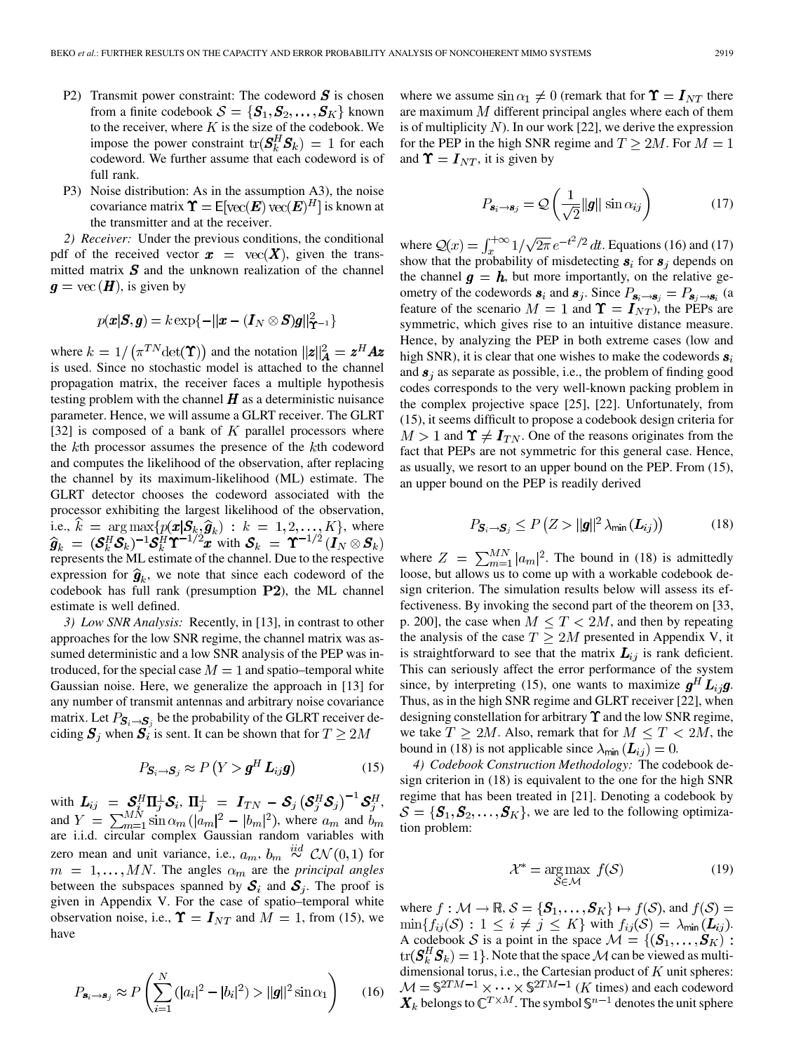P2) Transmit power constraint: The codeword $\boldsymbol{S}$ is chosen from a finite codebook $\mathcal{S} = \{\boldsymbol{S}_1, \boldsymbol{S}_2, \ldots, \boldsymbol{S}_K\}$ known to the receiver, where $K$ is the size of the codebook. We impose the power constraint $\mathrm{tr}(\boldsymbol{S}_k^H \boldsymbol{S}_k) = 1$ for each codeword. We further assume that each codeword is of full rank.

P3) Noise distribution: As in the assumption A3), the noise covariance matrix $\boldsymbol{\Upsilon} = \mathsf{E}[\mathrm{vec}(\boldsymbol{E})\,\mathrm{vec}(\boldsymbol{E})^H]$ is known at the transmitter and at the receiver.

*2) Receiver:* Under the previous conditions, the conditional pdf of the received vector $\boldsymbol{x} = \mathrm{vec}(\boldsymbol{X})$, given the transmitted matrix $\boldsymbol{S}$ and the unknown realization of the channel $\boldsymbol{g} = \mathrm{vec}(\boldsymbol{H})$, is given by

$$p(\boldsymbol{x}|\boldsymbol{S}, \boldsymbol{g}) = k \exp\{-\|\boldsymbol{x} - (\boldsymbol{I}_N \otimes \boldsymbol{S})\boldsymbol{g}\|^2_{\boldsymbol{\Upsilon}^{-1}}\}$$

where $k = 1/\left(\pi^{TN}\det(\boldsymbol{\Upsilon})\right)$ and the notation $\|\boldsymbol{z}\|^2_{\boldsymbol{A}} = \boldsymbol{z}^H \boldsymbol{A}\boldsymbol{z}$ is used. Since no stochastic model is attached to the channel propagation matrix, the receiver faces a multiple hypothesis testing problem with the channel $\boldsymbol{H}$ as a deterministic nuisance parameter. Hence, we will assume a GLRT receiver. The GLRT [32] is composed of a bank of $K$ parallel processors where the $k$th processor assumes the presence of the $k$th codeword and computes the likelihood of the observation, after replacing the channel by its maximum-likelihood (ML) estimate. The GLRT detector chooses the codeword associated with the processor exhibiting the largest likelihood of the observation, i.e., $\hat{k} = \arg\max\{p(\boldsymbol{x}|\boldsymbol{S}_k, \hat{\boldsymbol{g}}_k) : k = 1, 2, \ldots, K\}$, where $\hat{\boldsymbol{g}}_k = (\boldsymbol{\mathcal{S}}_k^H \boldsymbol{\mathcal{S}}_k)^{-1} \boldsymbol{\mathcal{S}}_k^H \boldsymbol{\Upsilon}^{-1/2}\boldsymbol{x}$ with $\boldsymbol{\mathcal{S}}_k = \boldsymbol{\Upsilon}^{-1/2}(\boldsymbol{I}_N \otimes \boldsymbol{S}_k)$ represents the ML estimate of the channel. Due to the respective expression for $\hat{\boldsymbol{g}}_k$, we note that since each codeword of the codebook has full rank (presumption **P2**), the ML channel estimate is well defined.

*3) Low SNR Analysis:* Recently, in [13], in contrast to other approaches for the low SNR regime, the channel matrix was assumed deterministic and a low SNR analysis of the PEP was introduced, for the special case $M = 1$ and spatio–temporal white Gaussian noise. Here, we generalize the approach in [13] for any number of transmit antennas and arbitrary noise covariance matrix. Let $P_{\boldsymbol{S}_i \to \boldsymbol{S}_j}$ be the probability of the GLRT receiver deciding $\boldsymbol{S}_j$ when $\boldsymbol{S}_i$ is sent. It can be shown that for $T \geq 2M$

$$P_{\boldsymbol{S}_i \to \boldsymbol{S}_j} \approx P\left(Y > \boldsymbol{g}^H \boldsymbol{L}_{ij} \boldsymbol{g}\right) \tag{15}$$

with $\boldsymbol{L}_{ij} = \boldsymbol{\mathcal{S}}_i^H \boldsymbol{\Pi}_j^{\perp} \boldsymbol{\mathcal{S}}_i$, $\boldsymbol{\Pi}_j^{\perp} = \boldsymbol{I}_{TN} - \boldsymbol{\mathcal{S}}_j\left(\boldsymbol{\mathcal{S}}_j^H \boldsymbol{\mathcal{S}}_j\right)^{-1}\boldsymbol{\mathcal{S}}_j^H$, and $Y = \sum_{m=1}^{MN} \sin\alpha_m (|a_m|^2 - |b_m|^2)$, where $a_m$ and $b_m$ are i.i.d. circular complex Gaussian random variables with zero mean and unit variance, i.e., $a_m, b_m \overset{iid}{\sim} \mathcal{CN}(0, 1)$ for $m = 1, \ldots, MN$. The angles $\alpha_m$ are the *principal angles* between the subspaces spanned by $\boldsymbol{\mathcal{S}}_i$ and $\boldsymbol{\mathcal{S}}_j$. The proof is given in Appendix V. For the case of spatio–temporal white observation noise, i.e., $\boldsymbol{\Upsilon} = \boldsymbol{I}_{NT}$ and $M = 1$, from (15), we have

$$P_{\boldsymbol{s}_i \to \boldsymbol{s}_j} \approx P\left(\sum_{i=1}^{N}(|a_i|^2 - |b_i|^2) > \|\boldsymbol{g}\|^2 \sin\alpha_1\right) \tag{16}$$

where we assume $\sin\alpha_1 \neq 0$ (remark that for $\boldsymbol{\Upsilon} = \boldsymbol{I}_{NT}$ there are maximum $M$ different principal angles where each of them is of multiplicity $N$). In our work [22], we derive the expression for the PEP in the high SNR regime and $T \geq 2M$. For $M = 1$ and $\boldsymbol{\Upsilon} = \boldsymbol{I}_{NT}$, it is given by

$$P_{\boldsymbol{s}_i \to \boldsymbol{s}_j} = \mathcal{Q}\left(\frac{1}{\sqrt{2}}\|\boldsymbol{g}\| \sin\alpha_{ij}\right) \tag{17}$$

where $\mathcal{Q}(x) = \int_x^{+\infty} 1/\sqrt{2\pi}\, e^{-t^2/2}\, dt$. Equations (16) and (17) show that the probability of misdetecting $\boldsymbol{s}_i$ for $\boldsymbol{s}_j$ depends on the channel $\boldsymbol{g} = \boldsymbol{h}$, but more importantly, on the relative geometry of the codewords $\boldsymbol{s}_i$ and $\boldsymbol{s}_j$. Since $P_{\boldsymbol{s}_i \to \boldsymbol{s}_j} = P_{\boldsymbol{s}_j \to \boldsymbol{s}_i}$ (a feature of the scenario $M = 1$ and $\boldsymbol{\Upsilon} = \boldsymbol{I}_{NT}$), the PEPs are symmetric, which gives rise to an intuitive distance measure. Hence, by analyzing the PEP in both extreme cases (low and high SNR), it is clear that one wishes to make the codewords $\boldsymbol{s}_i$ and $\boldsymbol{s}_j$ as separate as possible, i.e., the problem of finding good codes corresponds to the very well-known packing problem in the complex projective space [25], [22]. Unfortunately, from (15), it seems difficult to propose a codebook design criteria for $M > 1$ and $\boldsymbol{\Upsilon} \neq \boldsymbol{I}_{TN}$. One of the reasons originates from the fact that PEPs are not symmetric for this general case. Hence, as usually, we resort to an upper bound on the PEP. From (15), an upper bound on the PEP is readily derived

$$P_{\boldsymbol{S}_i \to \boldsymbol{S}_j} \leq P\left(Z > \|\boldsymbol{g}\|^2 \lambda_{\min}(\boldsymbol{L}_{ij})\right) \tag{18}$$

where $Z = \sum_{m=1}^{MN} |a_m|^2$. The bound in (18) is admittedly loose, but allows us to come up with a workable codebook design criterion. The simulation results below will assess its effectiveness. By invoking the second part of the theorem on [33, p. 200], the case when $M \leq T < 2M$, and then by repeating the analysis of the case $T \geq 2M$ presented in Appendix V, it is straightforward to see that the matrix $\boldsymbol{L}_{ij}$ is rank deficient. This can seriously affect the error performance of the system since, by interpreting (15), one wants to maximize $\boldsymbol{g}^H \boldsymbol{L}_{ij} \boldsymbol{g}$. Thus, as in the high SNR regime and GLRT receiver [22], when designing constellation for arbitrary $\boldsymbol{\Upsilon}$ and the low SNR regime, we take $T \geq 2M$. Also, remark that for $M \leq T < 2M$, the bound in (18) is not applicable since $\lambda_{\min}(\boldsymbol{L}_{ij}) = 0$.

*4) Codebook Construction Methodology:* The codebook design criterion in (18) is equivalent to the one for the high SNR regime that has been treated in [21]. Denoting a codebook by $\mathcal{S} = \{\boldsymbol{S}_1, \boldsymbol{S}_2, \ldots, \boldsymbol{S}_K\}$, we are led to the following optimization problem:

$$\mathcal{X}^* = \underset{\mathcal{S} \in \mathcal{M}}{\arg\max}\ f(\mathcal{S}) \tag{19}$$

where $f : \mathcal{M} \to \mathbb{R}$, $\mathcal{S} = \{\boldsymbol{S}_1, \ldots, \boldsymbol{S}_K\} \mapsto f(\mathcal{S})$, and $f(\mathcal{S}) = \min\{f_{ij}(\mathcal{S}) : 1 \leq i \neq j \leq K\}$ with $f_{ij}(\mathcal{S}) = \lambda_{\min}(\boldsymbol{L}_{ij})$. A codebook $\mathcal{S}$ is a point in the space $\mathcal{M} = \{(\boldsymbol{S}_1, \ldots, \boldsymbol{S}_K) : \mathrm{tr}(\boldsymbol{S}_k^H \boldsymbol{S}_k) = 1\}$. Note that the space $\mathcal{M}$ can be viewed as multidimensional torus, i.e., the Cartesian product of $K$ unit spheres: $\mathcal{M} = \mathbb{S}^{2TM-1} \times \cdots \times \mathbb{S}^{2TM-1}$ ($K$ times) and each codeword $\boldsymbol{X}_k$ belongs to $\mathbb{C}^{T \times M}$. The symbol $\mathbb{S}^{n-1}$ denotes the unit sphere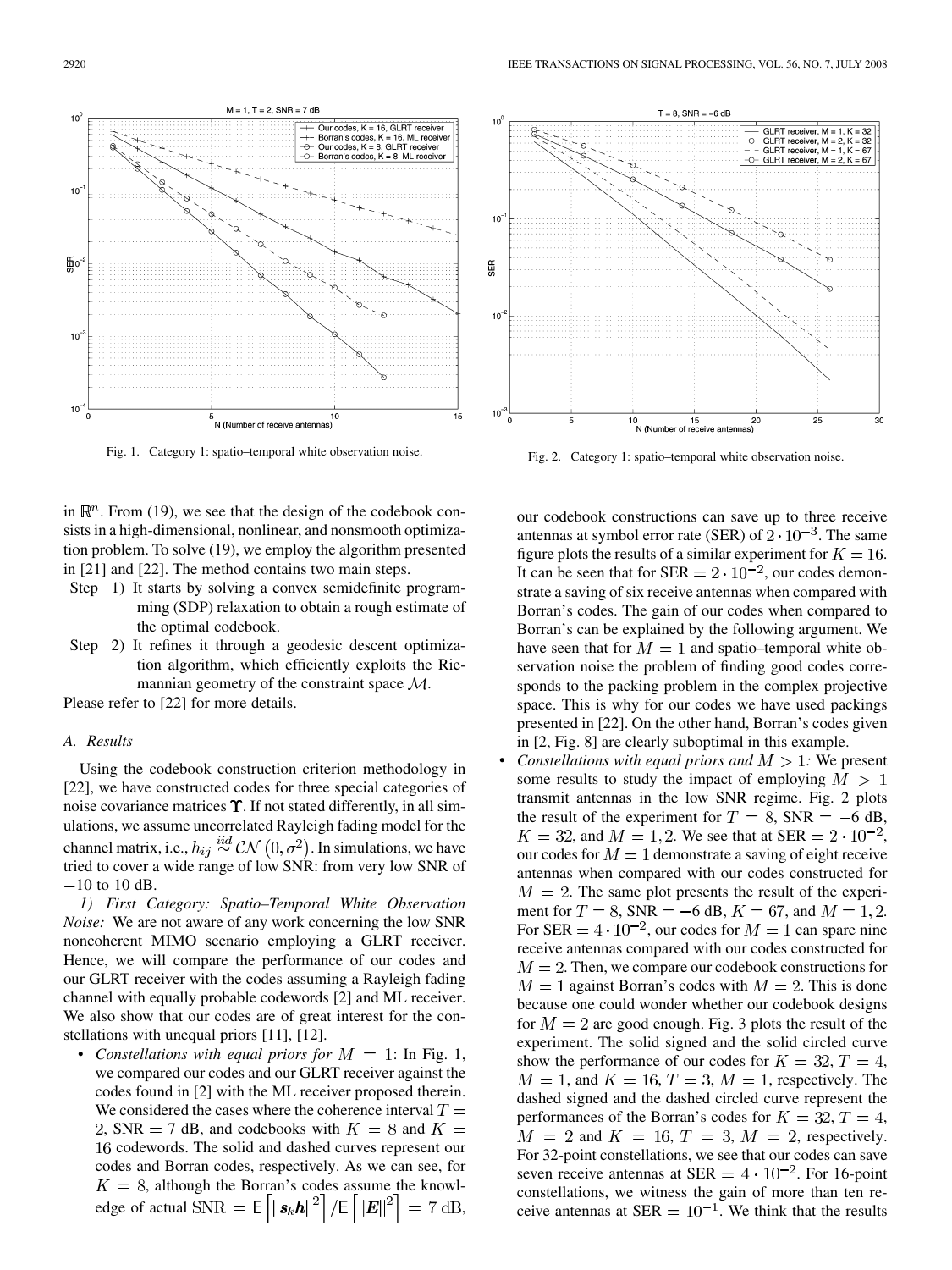Fig. 1. Category 1: spatio–temporal white observation noise.

Fig. 2. Category 1: spatio–temporal white observation noise.

in $\mathbb{R}^n$. From (19), we see that the design of the codebook consists in a high-dimensional, nonlinear, and nonsmooth optimization problem. To solve (19), we employ the algorithm presented in [21] and [22]. The method contains two main steps.

- Step 1) It starts by solving a convex semidefinite programming (SDP) relaxation to obtain a rough estimate of the optimal codebook.
- Step 2) It refines it through a geodesic descent optimization algorithm, which efficiently exploits the Riemannian geometry of the constraint space $\mathcal{M}$.

Please refer to [22] for more details.

### A. Results

Using the codebook construction criterion methodology in [22], we have constructed codes for three special categories of noise covariance matrices $\mathbf{\Upsilon}$. If not stated differently, in all simulations, we assume uncorrelated Rayleigh fading model for the channel matrix, i.e., $h_{ij} \overset{iid}{\sim} \mathcal{CN}\left(0, \sigma^2\right)$. In simulations, we have tried to cover a wide range of low SNR: from very low SNR of $-10$ to 10 dB.

*1) First Category: Spatio–Temporal White Observation Noise:* We are not aware of any work concerning the low SNR noncoherent MIMO scenario employing a GLRT receiver. Hence, we will compare the performance of our codes and our GLRT receiver with the codes assuming a Rayleigh fading channel with equally probable codewords [2] and ML receiver. We also show that our codes are of great interest for the constellations with unequal priors [11], [12].

- *Constellations with equal priors for $M = 1$:* In Fig. 1, we compared our codes and our GLRT receiver against the codes found in [2] with the ML receiver proposed therein. We considered the cases where the coherence interval $T = 2$, SNR $= 7$ dB, and codebooks with $K = 8$ and $K = 16$ codewords. The solid and dashed curves represent our codes and Borran codes, respectively. As we can see, for $K = 8$, although the Borran's codes assume the knowledge of actual $\mathrm{SNR} = \mathsf{E}\left[\|\boldsymbol{s}_k \boldsymbol{h}\|^2\right] / \mathsf{E}\left[\|\boldsymbol{E}\|^2\right] = 7$ dB, our codebook constructions can save up to three receive antennas at symbol error rate (SER) of $2 \cdot 10^{-3}$. The same figure plots the results of a similar experiment for $K = 16$. It can be seen that for SER $= 2 \cdot 10^{-2}$, our codes demonstrate a saving of six receive antennas when compared with Borran's codes. The gain of our codes when compared to Borran's can be explained by the following argument. We have seen that for $M = 1$ and spatio–temporal white observation noise the problem of finding good codes corresponds to the packing problem in the complex projective space. This is why for our codes we have used packings presented in [22]. On the other hand, Borran's codes given in [2, Fig. 8] are clearly suboptimal in this example.
- *Constellations with equal priors and $M > 1$:* We present some results to study the impact of employing $M > 1$ transmit antennas in the low SNR regime. Fig. 2 plots the result of the experiment for $T = 8$, SNR $= -6$ dB, $K = 32$, and $M = 1, 2$. We see that at SER $= 2 \cdot 10^{-2}$, our codes for $M = 1$ demonstrate a saving of eight receive antennas when compared with our codes constructed for $M = 2$. The same plot presents the result of the experiment for $T = 8$, SNR $= -6$ dB, $K = 67$, and $M = 1, 2$. For SER $= 4 \cdot 10^{-2}$, our codes for $M = 1$ can spare nine receive antennas compared with our codes constructed for $M = 2$. Then, we compare our codebook constructions for $M = 1$ against Borran's codes with $M = 2$. This is done because one could wonder whether our codebook designs for $M = 2$ are good enough. Fig. 3 plots the result of the experiment. The solid signed and the solid circled curve show the performance of our codes for $K = 32$, $T = 4$, $M = 1$, and $K = 16$, $T = 3$, $M = 1$, respectively. The dashed signed and the dashed circled curve represent the performances of the Borran's codes for $K = 32$, $T = 4$, $M = 2$ and $K = 16$, $T = 3$, $M = 2$, respectively. For 32-point constellations, we see that our codes can save seven receive antennas at SER $= 4 \cdot 10^{-2}$. For 16-point constellations, we witness the gain of more than ten receive antennas at SER $= 10^{-1}$. We think that the results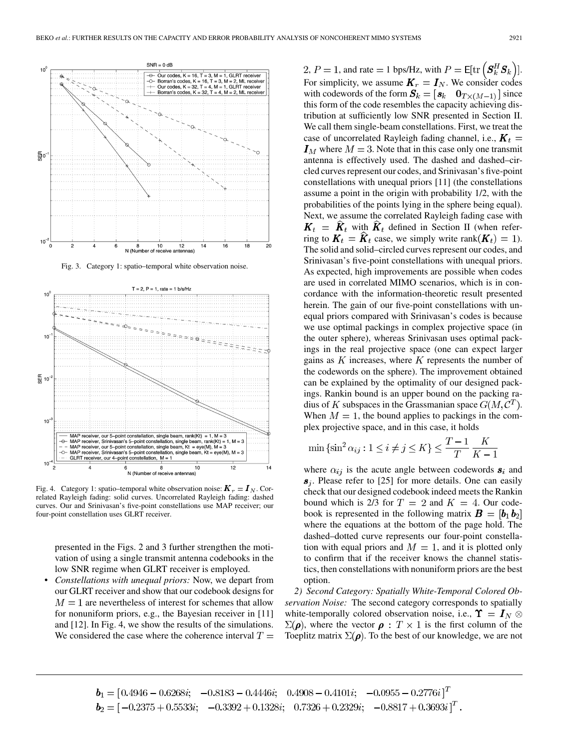Fig. 3. Category 1: spatio–temporal white observation noise.

Fig. 4. Category 1: spatio–temporal white observation noise: $\boldsymbol{K}_r = \boldsymbol{I}_N$. Correlated Rayleigh fading: solid curves. Uncorrelated Rayleigh fading: dashed curves. Our and Srinivasan's five-point constellations use MAP receiver; our four-point constellation uses GLRT receiver.

presented in the Figs. 2 and 3 further strengthen the motivation of using a single transmit antenna codebooks in the low SNR regime when GLRT receiver is employed.

- *Constellations with unequal priors:* Now, we depart from our GLRT receiver and show that our codebook designs for $M = 1$ are nevertheless of interest for schemes that allow for nonuniform priors, e.g., the Bayesian receiver in [11] and [12]. In Fig. 4, we show the results of the simulations. We considered the case where the coherence interval $T = 2$, $P = 1$, and rate $= 1$ bps/Hz, with $P = \mathsf{E}[\mathrm{tr}\left(\boldsymbol{S}_k^H \boldsymbol{S}_k\right)]$. For simplicity, we assume $\boldsymbol{K}_r = \boldsymbol{I}_N$. We consider codes with codewords of the form $\boldsymbol{S}_k = [\boldsymbol{s}_k \quad \boldsymbol{0}_{T\times(M-1)}]$ since this form of the code resembles the capacity achieving distribution at sufficiently low SNR presented in Section II. We call them single-beam constellations. First, we treat the case of uncorrelated Rayleigh fading channel, i.e., $\boldsymbol{K}_t = \boldsymbol{I}_M$ where $M = 3$. Note that in this case only one transmit antenna is effectively used. The dashed and dashed–circled curves represent our codes, and Srinivasan's five-point constellations with unequal priors [11] (the constellations assume a point in the origin with probability 1/2, with the probabilities of the points lying in the sphere being equal). Next, we assume the correlated Rayleigh fading case with $\boldsymbol{K}_t = \widehat{\boldsymbol{K}}_t$ with $\widehat{\boldsymbol{K}}_t$ defined in Section II (when referring to $\boldsymbol{K}_t = \widehat{\boldsymbol{K}}_t$ case, we simply write $\mathrm{rank}(\boldsymbol{K}_t) = 1$). The solid and solid–circled curves represent our codes, and Srinivasan's five-point constellations with unequal priors. As expected, high improvements are possible when codes are used in correlated MIMO scenarios, which is in concordance with the information-theoretic result presented herein. The gain of our five-point constellations with unequal priors compared with Srinivasan's codes is because we use optimal packings in complex projective space (in the outer sphere), whereas Srinivasan uses optimal packings in the real projective space (one can expect larger gains as $K$ increases, where $K$ represents the number of the codewords on the sphere). The improvement obtained can be explained by the optimality of our designed packings. Rankin bound is an upper bound on the packing radius of $K$ subspaces in the Grassmanian space $G(M, \mathcal{C}^T)$. When $M = 1$, the bound applies to packings in the complex projective space, and in this case, it holds

$$\min\{\sin^2 \alpha_{ij} : 1 \leq i \neq j \leq K\} \leq \frac{T-1}{T}\,\frac{K}{K-1}$$

where $\alpha_{ij}$ is the acute angle between codewords $\boldsymbol{s}_i$ and $\boldsymbol{s}_j$. Please refer to [25] for more details. One can easily check that our designed codebook indeed meets the Rankin bound which is 2/3 for $T = 2$ and $K = 4$. Our codebook is represented in the following matrix $\boldsymbol{B} = [\boldsymbol{b}_1\, \boldsymbol{b}_2]$ where the equations at the bottom of the page hold. The dashed–dotted curve represents our four-point constellation with equal priors and $M = 1$, and it is plotted only to confirm that if the receiver knows the channel statistics, then constellations with nonuniform priors are the best option.

*2) Second Category: Spatially White-Temporal Colored Observation Noise:* The second category corresponds to spatially white-temporally colored observation noise, i.e., $\boldsymbol{\Upsilon} = \boldsymbol{I}_N \otimes \Sigma(\boldsymbol{\rho})$, where the vector $\boldsymbol{\rho} : T \times 1$ is the first column of the Toeplitz matrix $\Sigma(\boldsymbol{\rho})$. To the best of our knowledge, we are not

$$\boldsymbol{b}_1 = [0.4946 - 0.6268i; \quad -0.8183 - 0.4446i; \quad 0.4908 - 0.4101i; \quad -0.0955 - 0.2776i]^T$$
$$\boldsymbol{b}_2 = [-0.2375 + 0.5533i; \quad -0.3392 + 0.1328i; \quad 0.7326 + 0.2329i; \quad -0.8817 + 0.3693i]^T.$$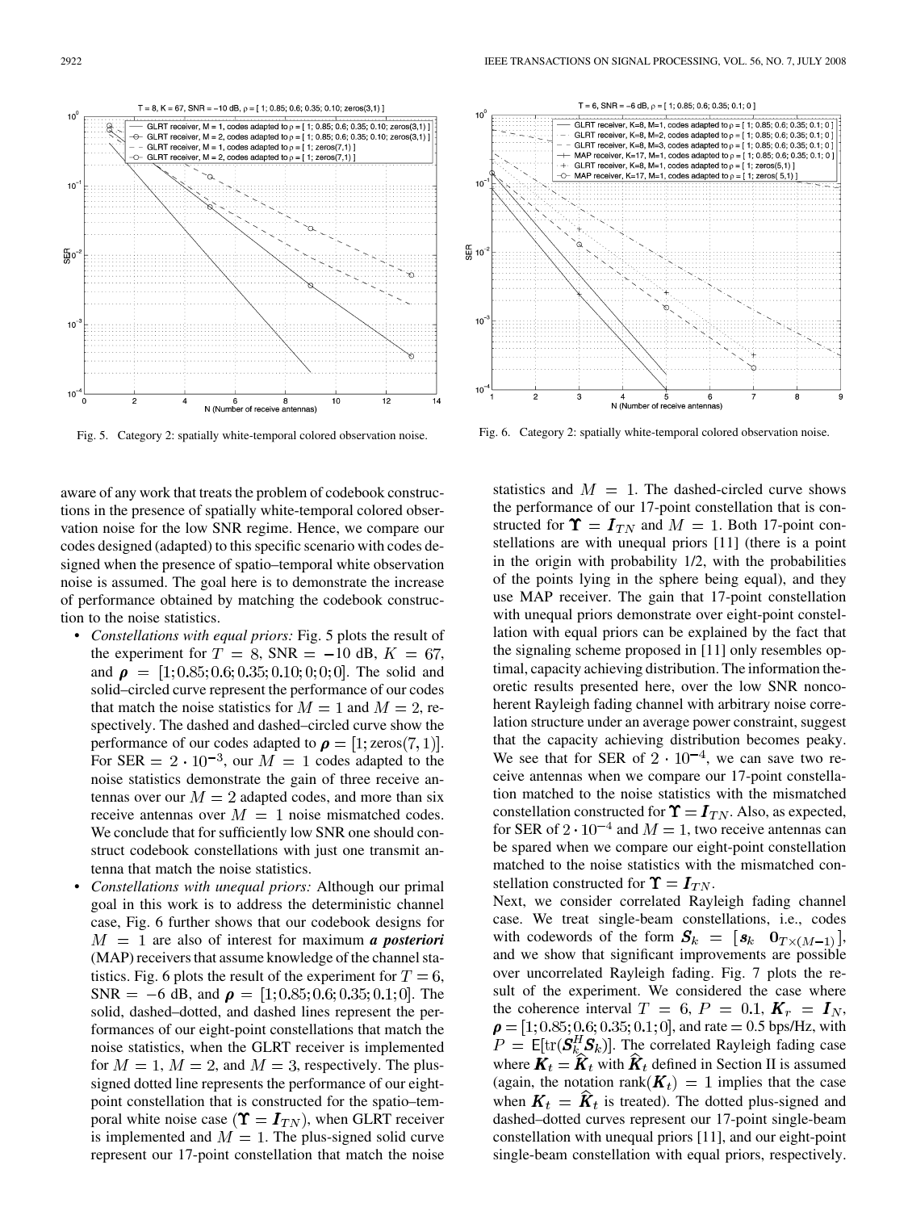Fig. 5. Category 2: spatially white-temporal colored observation noise.

Fig. 6. Category 2: spatially white-temporal colored observation noise.

aware of any work that treats the problem of codebook constructions in the presence of spatially white-temporal colored observation noise for the low SNR regime. Hence, we compare our codes designed (adapted) to this specific scenario with codes designed when the presence of spatio–temporal white observation noise is assumed. The goal here is to demonstrate the increase of performance obtained by matching the codebook construction to the noise statistics.

- *Constellations with equal priors:* Fig. 5 plots the result of the experiment for $T = 8$, SNR $= -10$ dB, $K = 67$, and $\boldsymbol{\rho} = [1; 0.85; 0.6; 0.35; 0.10; 0; 0; 0]$. The solid and solid–circled curve represent the performance of our codes that match the noise statistics for $M = 1$ and $M = 2$, respectively. The dashed and dashed–circled curve show the performance of our codes adapted to $\boldsymbol{\rho} = [1; \text{zeros}(7, 1)]$. For SER $= 2 \cdot 10^{-3}$, our $M = 1$ codes adapted to the noise statistics demonstrate the gain of three receive antennas over our $M = 2$ adapted codes, and more than six receive antennas over $M = 1$ noise mismatched codes. We conclude that for sufficiently low SNR one should construct codebook constellations with just one transmit antenna that match the noise statistics.
- *Constellations with unequal priors:* Although our primal goal in this work is to address the deterministic channel case, Fig. 6 further shows that our codebook designs for $M = 1$ are also of interest for maximum ***a posteriori*** (MAP) receivers that assume knowledge of the channel statistics. Fig. 6 plots the result of the experiment for $T = 6$, SNR $= -6$ dB, and $\boldsymbol{\rho} = [1; 0.85; 0.6; 0.35; 0.1; 0]$. The solid, dashed–dotted, and dashed lines represent the performances of our eight-point constellations that match the noise statistics, when the GLRT receiver is implemented for $M = 1$, $M = 2$, and $M = 3$, respectively. The plus-signed dotted line represents the performance of our eight-point constellation that is constructed for the spatio–temporal white noise case ($\boldsymbol{\Upsilon} = \boldsymbol{I}_{TN}$), when GLRT receiver is implemented and $M = 1$. The plus-signed solid curve represent our 17-point constellation that match the noise statistics and $M = 1$. The dashed-circled curve shows the performance of our 17-point constellation that is constructed for $\boldsymbol{\Upsilon} = \boldsymbol{I}_{TN}$ and $M = 1$. Both 17-point constellations are with unequal priors [11] (there is a point in the origin with probability 1/2, with the probabilities of the points lying in the sphere being equal), and they use MAP receiver. The gain that 17-point constellation with unequal priors demonstrate over eight-point constellation with equal priors can be explained by the fact that the signaling scheme proposed in [11] only resembles optimal, capacity achieving distribution. The information theoretic results presented here, over the low SNR noncoherent Rayleigh fading channel with arbitrary noise correlation structure under an average power constraint, suggest that the capacity achieving distribution becomes peaky. We see that for SER of $2 \cdot 10^{-4}$, we can save two receive antennas when we compare our 17-point constellation matched to the noise statistics with the mismatched constellation constructed for $\boldsymbol{\Upsilon} = \boldsymbol{I}_{TN}$. Also, as expected, for SER of $2 \cdot 10^{-4}$ and $M = 1$, two receive antennas can be spared when we compare our eight-point constellation matched to the noise statistics with the mismatched constellation constructed for $\boldsymbol{\Upsilon} = \boldsymbol{I}_{TN}$.

Next, we consider correlated Rayleigh fading channel case. We treat single-beam constellations, i.e., codes with codewords of the form $\boldsymbol{S}_k = [\boldsymbol{s}_k \quad \boldsymbol{0}_{T\times(M-1)}]$, and we show that significant improvements are possible over uncorrelated Rayleigh fading. Fig. 7 plots the result of the experiment. We considered the case where the coherence interval $T = 6$, $P = 0.1$, $\boldsymbol{K}_r = \boldsymbol{I}_N$, $\boldsymbol{\rho} = [1; 0.85; 0.6; 0.35; 0.1; 0]$, and rate $= 0.5$ bps/Hz, with $P = \mathsf{E}[\text{tr}(\boldsymbol{S}_k^H \boldsymbol{S}_k)]$. The correlated Rayleigh fading case where $\boldsymbol{K}_t = \widehat{\boldsymbol{K}}_t$ with $\widehat{\boldsymbol{K}}_t$ defined in Section II is assumed (again, the notation rank$(\boldsymbol{K}_t) = 1$ implies that the case when $\boldsymbol{K}_t = \widehat{\boldsymbol{K}}_t$ is treated). The dotted plus-signed and dashed–dotted curves represent our 17-point single-beam constellation with unequal priors [11], and our eight-point single-beam constellation with equal priors, respectively.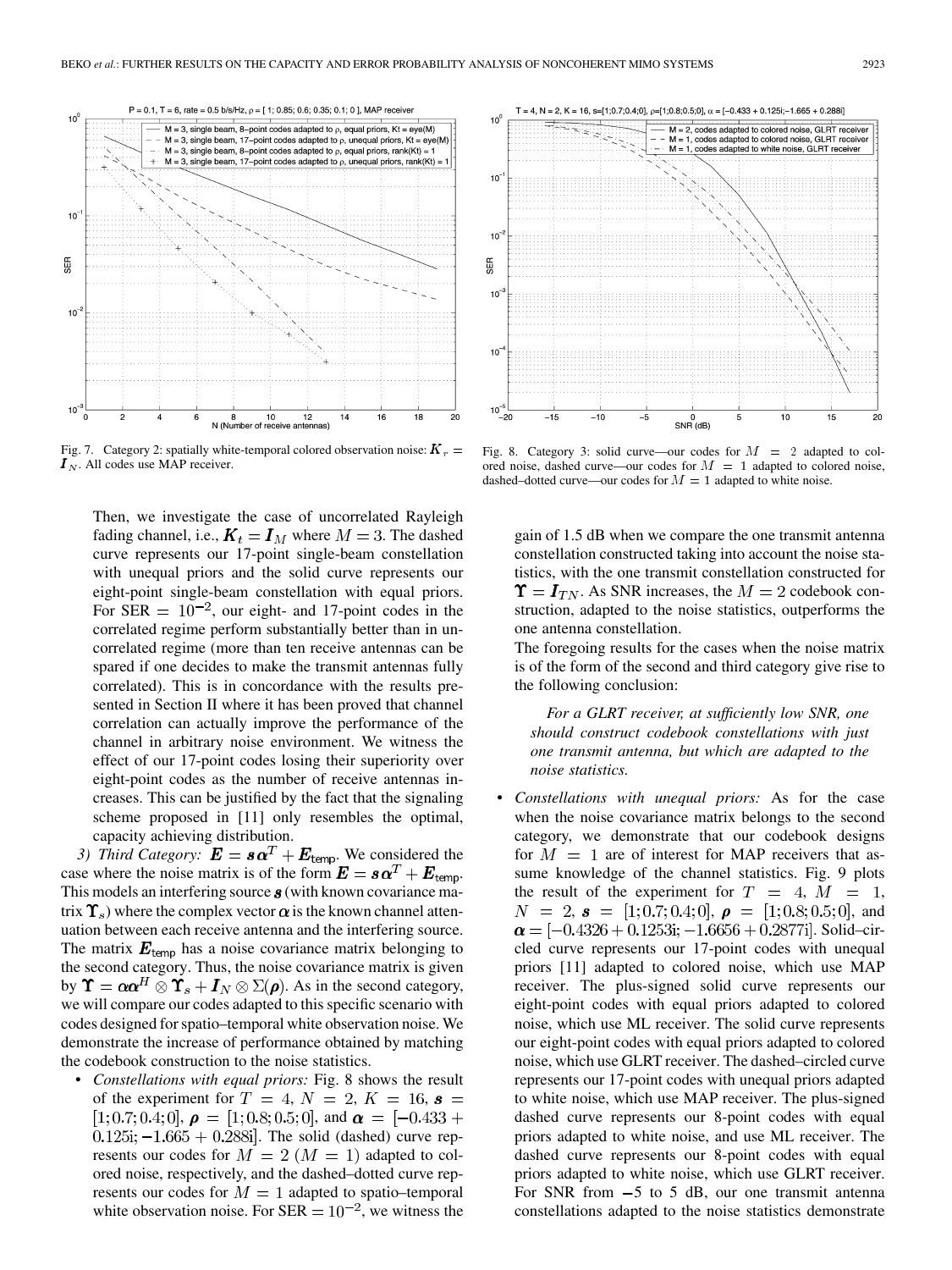Fig. 7. Category 2: spatially white-temporal colored observation noise: $\boldsymbol{K}_r = \boldsymbol{I}_N$. All codes use MAP receiver.

Fig. 8. Category 3: solid curve—our codes for $M = 2$ adapted to colored noise, dashed curve—our codes for $M = 1$ adapted to colored noise, dashed–dotted curve—our codes for $M = 1$ adapted to white noise.

Then, we investigate the case of uncorrelated Rayleigh fading channel, i.e., $\boldsymbol{K}_t = \boldsymbol{I}_M$ where $M = 3$. The dashed curve represents our 17-point single-beam constellation with unequal priors and the solid curve represents our eight-point single-beam constellation with equal priors. For SER $= 10^{-2}$, our eight- and 17-point codes in the correlated regime perform substantially better than in uncorrelated regime (more than ten receive antennas can be spared if one decides to make the transmit antennas fully correlated). This is in concordance with the results presented in Section II where it has been proved that channel correlation can actually improve the performance of the channel in arbitrary noise environment. We witness the effect of our 17-point codes losing their superiority over eight-point codes as the number of receive antennas increases. This can be justified by the fact that the signaling scheme proposed in [11] only resembles the optimal, capacity achieving distribution.

*3) Third Category:* $\boldsymbol{E} = \boldsymbol{s}\boldsymbol{\alpha}^T + \boldsymbol{E}_{\text{temp}}$. We considered the case where the noise matrix is of the form $\boldsymbol{E} = \boldsymbol{s}\boldsymbol{\alpha}^T + \boldsymbol{E}_{\text{temp}}$. This models an interfering source $\boldsymbol{s}$ (with known covariance matrix $\boldsymbol{\Upsilon}_s$) where the complex vector $\boldsymbol{\alpha}$ is the known channel attenuation between each receive antenna and the interfering source. The matrix $\boldsymbol{E}_{\text{temp}}$ has a noise covariance matrix belonging to the second category. Thus, the noise covariance matrix is given by $\boldsymbol{\Upsilon} = \boldsymbol{\alpha}\boldsymbol{\alpha}^H \otimes \boldsymbol{\Upsilon}_s + \boldsymbol{I}_N \otimes \Sigma(\boldsymbol{\rho})$. As in the second category, we will compare our codes adapted to this specific scenario with codes designed for spatio–temporal white observation noise. We demonstrate the increase of performance obtained by matching the codebook construction to the noise statistics.

- *Constellations with equal priors:* Fig. 8 shows the result of the experiment for $T = 4$, $N = 2$, $K = 16$, $\boldsymbol{s} = [1; 0.7; 0.4; 0]$, $\boldsymbol{\rho} = [1; 0.8; 0.5; 0]$, and $\boldsymbol{\alpha} = [-0.433 + 0.125\text{i}; -1.665 + 0.288\text{i}]$. The solid (dashed) curve represents our codes for $M = 2$ ($M = 1$) adapted to colored noise, respectively, and the dashed–dotted curve represents our codes for $M = 1$ adapted to spatio–temporal white observation noise. For SER $= 10^{-2}$, we witness the gain of 1.5 dB when we compare the one transmit antenna constellation constructed taking into account the noise statistics, with the one transmit constellation constructed for $\boldsymbol{\Upsilon} = \boldsymbol{I}_{TN}$. As SNR increases, the $M = 2$ codebook construction, adapted to the noise statistics, outperforms the one antenna constellation.

The foregoing results for the cases when the noise matrix is of the form of the second and third category give rise to the following conclusion:

> *For a GLRT receiver, at sufficiently low SNR, one should construct codebook constellations with just one transmit antenna, but which are adapted to the noise statistics.*

- *Constellations with unequal priors:* As for the case when the noise covariance matrix belongs to the second category, we demonstrate that our codebook designs for $M = 1$ are of interest for MAP receivers that assume knowledge of the channel statistics. Fig. 9 plots the result of the experiment for $T = 4$, $M = 1$, $N = 2$, $\boldsymbol{s} = [1; 0.7; 0.4; 0]$, $\boldsymbol{\rho} = [1; 0.8; 0.5; 0]$, and $\boldsymbol{\alpha} = [-0.4326 + 0.1253\text{i}; -1.6656 + 0.2877\text{i}]$. Solid-circled curve represents our 17-point codes with unequal priors [11] adapted to colored noise, which use MAP receiver. The plus-signed solid curve represents our eight-point codes with equal priors adapted to colored noise, which use ML receiver. The solid curve represents our eight-point codes with equal priors adapted to colored noise, which use GLRT receiver. The dashed–circled curve represents our 17-point codes with unequal priors adapted to white noise, which use MAP receiver. The plus-signed dashed curve represents our 8-point codes with equal priors adapted to white noise, and use ML receiver. The dashed curve represents our 8-point codes with equal priors adapted to white noise, which use GLRT receiver. For SNR from $-5$ to 5 dB, our one transmit antenna constellations adapted to the noise statistics demonstrate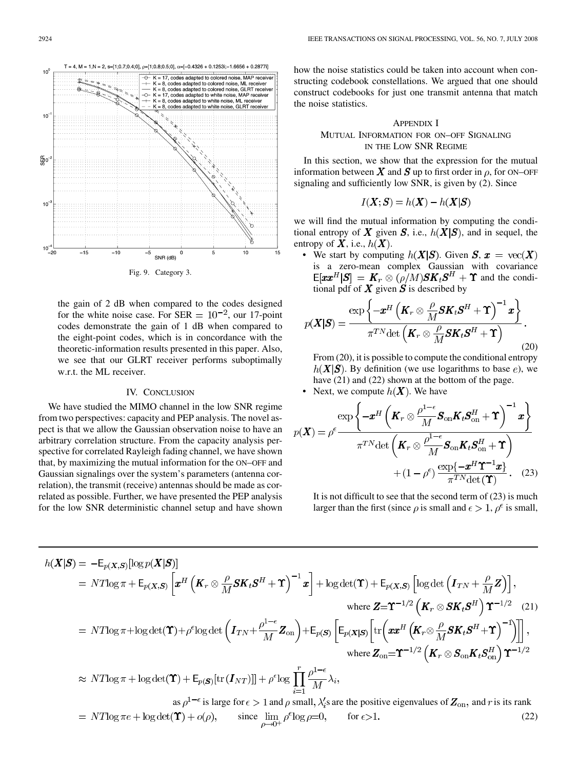Fig. 9. Category 3.

the gain of 2 dB when compared to the codes designed for the white noise case. For SER $= 10^{-2}$, our 17-point codes demonstrate the gain of 1 dB when compared to the eight-point codes, which is in concordance with the theoretic-information results presented in this paper. Also, we see that our GLRT receiver performs suboptimally w.r.t. the ML receiver.

## IV. Conclusion

We have studied the MIMO channel in the low SNR regime from two perspectives: capacity and PEP analysis. The novel aspect is that we allow the Gaussian observation noise to have an arbitrary correlation structure. From the capacity analysis perspective for correlated Rayleigh fading channel, we have shown that, by maximizing the mutual information for the ON–OFF and Gaussian signalings over the system's parameters (antenna correlation), the transmit (receive) antennas should be made as correlated as possible. Further, we have presented the PEP analysis for the low SNR deterministic channel setup and have shown how the noise statistics could be taken into account when constructing codebook constellations. We argued that one should construct codebooks for just one transmit antenna that match the noise statistics.

## Appendix I
## Mutual Information for ON–OFF Signaling in the Low SNR Regime

In this section, we show that the expression for the mutual information between $\boldsymbol{X}$ and $\boldsymbol{S}$ up to first order in $\rho$, for ON–OFF signaling and sufficiently low SNR, is given by (2). Since

$$I(\boldsymbol{X};\boldsymbol{S}) = h(\boldsymbol{X}) - h(\boldsymbol{X}|\boldsymbol{S})$$

we will find the mutual information by computing the conditional entropy of $\boldsymbol{X}$ given $\boldsymbol{S}$, i.e., $h(\boldsymbol{X}|\boldsymbol{S})$, and in sequel, the entropy of $\boldsymbol{X}$, i.e., $h(\boldsymbol{X})$.

- We start by computing $h(\boldsymbol{X}|\boldsymbol{S})$. Given $\boldsymbol{S}$, $\boldsymbol{x} = \mathrm{vec}(\boldsymbol{X})$ is a zero-mean complex Gaussian with covariance $\mathsf{E}[\boldsymbol{x}\boldsymbol{x}^H|\boldsymbol{S}] = \boldsymbol{K}_r \otimes (\rho/M)\boldsymbol{S}\boldsymbol{K}_t\boldsymbol{S}^H + \boldsymbol{\Upsilon}$ and the conditional pdf of $\boldsymbol{X}$ given $\boldsymbol{S}$ is described by

$$p(\boldsymbol{X}|\boldsymbol{S}) = \frac{\exp\left\{-\boldsymbol{x}^H\left(\boldsymbol{K}_r \otimes \frac{\rho}{M}\boldsymbol{S}\boldsymbol{K}_t\boldsymbol{S}^H + \boldsymbol{\Upsilon}\right)^{-1}\boldsymbol{x}\right\}}{\pi^{TN}\det\left(\boldsymbol{K}_r \otimes \frac{\rho}{M}\boldsymbol{S}\boldsymbol{K}_t\boldsymbol{S}^H + \boldsymbol{\Upsilon}\right)}. \quad (20)$$

From (20), it is possible to compute the conditional entropy $h(\boldsymbol{X}|\boldsymbol{S})$. By definition (we use logarithms to base $e$), we have (21) and (22) shown at the bottom of the page.

- Next, we compute $h(\boldsymbol{X})$. We have

$$p(\boldsymbol{X}) = \rho^{\epsilon}\frac{\exp\left\{-\boldsymbol{x}^H\left(\boldsymbol{K}_r \otimes \frac{\rho^{1-\epsilon}}{M}\boldsymbol{S}_{\mathrm{on}}\boldsymbol{K}_t\boldsymbol{S}_{\mathrm{on}}^H + \boldsymbol{\Upsilon}\right)^{-1}\boldsymbol{x}\right\}}{\pi^{TN}\det\left(\boldsymbol{K}_r \otimes \frac{\rho^{1-\epsilon}}{M}\boldsymbol{S}_{\mathrm{on}}\boldsymbol{K}_t\boldsymbol{S}_{\mathrm{on}}^H + \boldsymbol{\Upsilon}\right)} + (1-\rho^{\epsilon})\frac{\exp\{-\boldsymbol{x}^H\boldsymbol{\Upsilon}^{-1}\boldsymbol{x}\}}{\pi^{TN}\det(\boldsymbol{\Upsilon})}. \quad (23)$$

It is not difficult to see that the second term of (23) is much larger than the first (since $\rho$ is small and $\epsilon > 1$, $\rho^{\epsilon}$ is small,

$$\begin{aligned}
h(\boldsymbol{X}|\boldsymbol{S}) &= -\mathsf{E}_{p(\boldsymbol{X},\boldsymbol{S})}[\log p(\boldsymbol{X}|\boldsymbol{S})] \\
&= NT\log\pi + \mathsf{E}_{p(\boldsymbol{X},\boldsymbol{S})}\left[\boldsymbol{x}^H\left(\boldsymbol{K}_r \otimes \frac{\rho}{M}\boldsymbol{S}\boldsymbol{K}_t\boldsymbol{S}^H + \boldsymbol{\Upsilon}\right)^{-1}\boldsymbol{x}\right] + \log\det(\boldsymbol{\Upsilon}) + \mathsf{E}_{p(\boldsymbol{X},\boldsymbol{S})}\left[\log\det\left(\boldsymbol{I}_{TN} + \frac{\rho}{M}\boldsymbol{Z}\right)\right], \\
&\qquad \text{where } \boldsymbol{Z} = \boldsymbol{\Upsilon}^{-1/2}\left(\boldsymbol{K}_r \otimes \boldsymbol{S}\boldsymbol{K}_t\boldsymbol{S}^H\right)\boldsymbol{\Upsilon}^{-1/2} \quad (21) \\
&= NT\log\pi + \log\det(\boldsymbol{\Upsilon}) + \rho^{\epsilon}\log\det\left(\boldsymbol{I}_{TN} + \frac{\rho^{1-\epsilon}}{M}\boldsymbol{Z}_{\mathrm{on}}\right) + \mathsf{E}_{p(\boldsymbol{S})}\left[\mathsf{E}_{p(\boldsymbol{X}|\boldsymbol{S})}\left[\mathrm{tr}\left(\boldsymbol{x}\boldsymbol{x}^H\left(\boldsymbol{K}_r \otimes \frac{\rho}{M}\boldsymbol{S}\boldsymbol{K}_t\boldsymbol{S}^H + \boldsymbol{\Upsilon}\right)^{-1}\right)\right]\right], \\
&\qquad \text{where } \boldsymbol{Z}_{\mathrm{on}} = \boldsymbol{\Upsilon}^{-1/2}\left(\boldsymbol{K}_r \otimes \boldsymbol{S}_{\mathrm{on}}\boldsymbol{K}_t\boldsymbol{S}_{\mathrm{on}}^H\right)\boldsymbol{\Upsilon}^{-1/2} \\
&\approx NT\log\pi + \log\det(\boldsymbol{\Upsilon}) + \mathsf{E}_{p(\boldsymbol{S})}[\mathrm{tr}(\boldsymbol{I}_{NT})] + \rho^{\epsilon}\log\prod_{i=1}^{r}\frac{\rho^{1-\epsilon}}{M}\lambda_i, \\
&\qquad \text{as } \rho^{1-\epsilon} \text{ is large for } \epsilon > 1 \text{ and } \rho \text{ small, } \lambda_i'\text{s are the positive eigenvalues of } \boldsymbol{Z}_{\mathrm{on}}, \text{ and } r \text{ is its rank} \\
&= NT\log\pi e + \log\det(\boldsymbol{\Upsilon}) + o(\rho), \qquad \text{since } \lim_{\rho\to 0^+}\rho^{\epsilon}\log\rho = 0, \qquad \text{for } \epsilon > 1. \quad (22)
\end{aligned}$$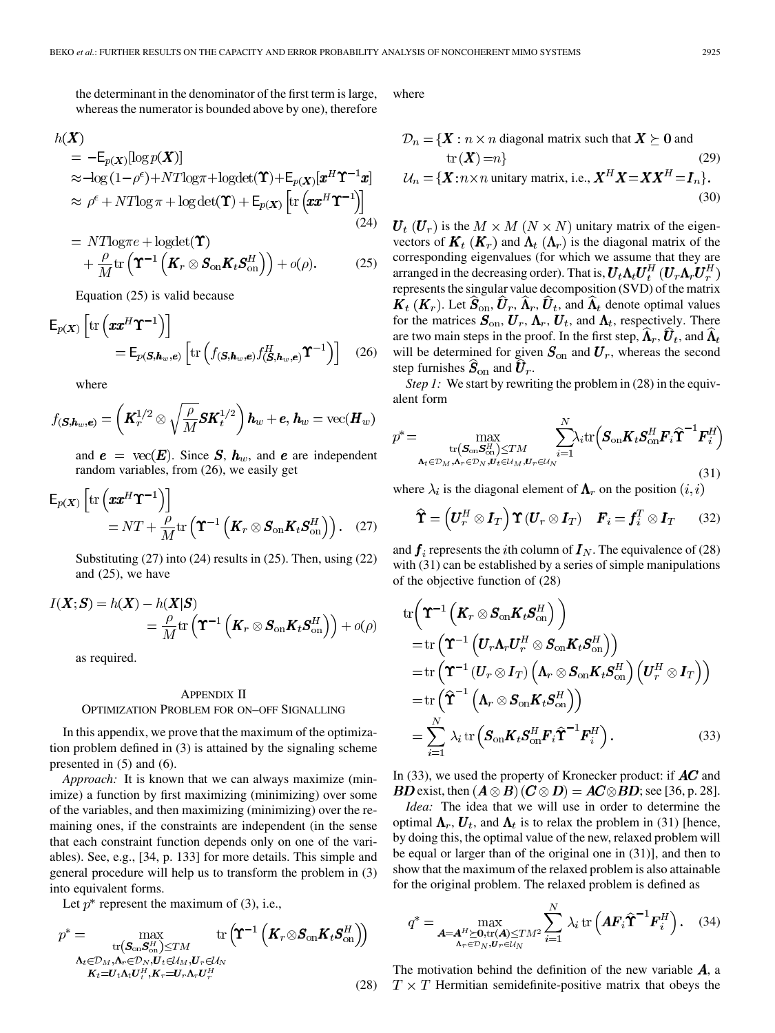the determinant in the denominator of the first term is large, whereas the numerator is bounded above by one), therefore

$$
\begin{aligned}
h(\boldsymbol{X}) &= -\mathsf{E}_{p(\boldsymbol{X})}[\log p(\boldsymbol{X})] \\
&\approx -\log(1-\rho^{\epsilon}) + NT\log\pi + \log\det(\boldsymbol{\Upsilon}) + \mathsf{E}_{p(\boldsymbol{X})}[\boldsymbol{x}^H\boldsymbol{\Upsilon}^{-1}\boldsymbol{x}] \\
&\approx \rho^{\epsilon} + NT\log\pi + \log\det(\boldsymbol{\Upsilon}) + \mathsf{E}_{p(\boldsymbol{X})}\left[\mathrm{tr}\left(\boldsymbol{x}\boldsymbol{x}^H\boldsymbol{\Upsilon}^{-1}\right)\right] \quad (24) \\
&= NT\log\pi e + \log\det(\boldsymbol{\Upsilon}) + \frac{\rho}{M}\mathrm{tr}\left(\boldsymbol{\Upsilon}^{-1}\left(\boldsymbol{K}_r \otimes \boldsymbol{S}_{\mathrm{on}}\boldsymbol{K}_t\boldsymbol{S}_{\mathrm{on}}^H\right)\right) + o(\rho). \quad (25)
\end{aligned}
$$

Equation (25) is valid because

$$
\mathsf{E}_{p(\boldsymbol{X})}\left[\mathrm{tr}\left(\boldsymbol{x}\boldsymbol{x}^H\boldsymbol{\Upsilon}^{-1}\right)\right] = \mathsf{E}_{p(\boldsymbol{S},\boldsymbol{h}_w,\boldsymbol{e})}\left[\mathrm{tr}\left(f_{(\boldsymbol{S},\boldsymbol{h}_w,\boldsymbol{e})}f_{(\boldsymbol{S},\boldsymbol{h}_w,\boldsymbol{e})}^H\boldsymbol{\Upsilon}^{-1}\right)\right] \quad (26)
$$

where

$$
f_{(\boldsymbol{S},\boldsymbol{h}_w,\boldsymbol{e})} = \left(\boldsymbol{K}_r^{1/2} \otimes \sqrt{\frac{\rho}{M}}\boldsymbol{S}\boldsymbol{K}_t^{1/2}\right)\boldsymbol{h}_w + \boldsymbol{e},\ \boldsymbol{h}_w = \mathrm{vec}(\boldsymbol{H}_w)
$$

and $\boldsymbol{e} = \mathrm{vec}(\boldsymbol{E})$. Since $\boldsymbol{S}$, $\boldsymbol{h}_w$, and $\boldsymbol{e}$ are independent random variables, from (26), we easily get

$$
\mathsf{E}_{p(\boldsymbol{X})}\left[\mathrm{tr}\left(\boldsymbol{x}\boldsymbol{x}^H\boldsymbol{\Upsilon}^{-1}\right)\right] = NT + \frac{\rho}{M}\mathrm{tr}\left(\boldsymbol{\Upsilon}^{-1}\left(\boldsymbol{K}_r \otimes \boldsymbol{S}_{\mathrm{on}}\boldsymbol{K}_t\boldsymbol{S}_{\mathrm{on}}^H\right)\right). \quad (27)
$$

Substituting (27) into (24) results in (25). Then, using (22) and (25), we have

$$
I(\boldsymbol{X};\boldsymbol{S}) = h(\boldsymbol{X}) - h(\boldsymbol{X}|\boldsymbol{S}) = \frac{\rho}{M}\mathrm{tr}\left(\boldsymbol{\Upsilon}^{-1}\left(\boldsymbol{K}_r \otimes \boldsymbol{S}_{\mathrm{on}}\boldsymbol{K}_t\boldsymbol{S}_{\mathrm{on}}^H\right)\right) + o(\rho)
$$

as required.

## Appendix II
## Optimization Problem for on–off Signalling

In this appendix, we prove that the maximum of the optimization problem defined in (3) is attained by the signaling scheme presented in (5) and (6).

*Approach:* It is known that we can always maximize (minimize) a function by first maximizing (minimizing) over some of the variables, and then maximizing (minimizing) over the remaining ones, if the constraints are independent (in the sense that each constraint function depends only on one of the variables). See, e.g., [34, p. 133] for more details. This simple and general procedure will help us to transform the problem in (3) into equivalent forms.

Let $p^*$ represent the maximum of (3), i.e.,

$$
p^* = \max_{\substack{\mathrm{tr}\left(\boldsymbol{S}_{\mathrm{on}}\boldsymbol{S}_{\mathrm{on}}^H\right) \le TM \\ \boldsymbol{\Lambda}_t \in \mathcal{D}_M, \boldsymbol{\Lambda}_r \in \mathcal{D}_N, \boldsymbol{U}_t \in \mathcal{U}_M, \boldsymbol{U}_r \in \mathcal{U}_N \\ \boldsymbol{K}_t = \boldsymbol{U}_t\boldsymbol{\Lambda}_t\boldsymbol{U}_t^H, \boldsymbol{K}_r = \boldsymbol{U}_r\boldsymbol{\Lambda}_r\boldsymbol{U}_r^H}} \mathrm{tr}\left(\boldsymbol{\Upsilon}^{-1}\left(\boldsymbol{K}_r \otimes \boldsymbol{S}_{\mathrm{on}}\boldsymbol{K}_t\boldsymbol{S}_{\mathrm{on}}^H\right)\right) \quad (28)
$$

where

$$
\mathcal{D}_n = \{\boldsymbol{X} : n \times n \text{ diagonal matrix such that } \boldsymbol{X} \succeq \boldsymbol{0} \text{ and } \mathrm{tr}(\boldsymbol{X}) = n\} \quad (29)
$$

$$
\mathcal{U}_n = \{\boldsymbol{X} : n \times n \text{ unitary matrix, i.e., } \boldsymbol{X}^H\boldsymbol{X} = \boldsymbol{X}\boldsymbol{X}^H = \boldsymbol{I}_n\}. \quad (30)
$$

$\boldsymbol{U}_t$ ($\boldsymbol{U}_r$) is the $M \times M$ ($N \times N$) unitary matrix of the eigenvectors of $\boldsymbol{K}_t$ ($\boldsymbol{K}_r$) and $\boldsymbol{\Lambda}_t$ ($\boldsymbol{\Lambda}_r$) is the diagonal matrix of the corresponding eigenvalues (for which we assume that they are arranged in the decreasing order). That is, $\boldsymbol{U}_t\boldsymbol{\Lambda}_t\boldsymbol{U}_t^H$ ($\boldsymbol{U}_r\boldsymbol{\Lambda}_r\boldsymbol{U}_r^H$) represents the singular value decomposition (SVD) of the matrix $\boldsymbol{K}_t$ ($\boldsymbol{K}_r$). Let $\widehat{\boldsymbol{S}}_{\mathrm{on}}$, $\widehat{\boldsymbol{U}}_r$, $\widehat{\boldsymbol{\Lambda}}_r$, $\widehat{\boldsymbol{U}}_t$, and $\widehat{\boldsymbol{\Lambda}}_t$ denote optimal values for the matrices $\boldsymbol{S}_{\mathrm{on}}$, $\boldsymbol{U}_r$, $\boldsymbol{\Lambda}_r$, $\boldsymbol{U}_t$, and $\boldsymbol{\Lambda}_t$, respectively. There are two main steps in the proof. In the first step, $\widehat{\boldsymbol{\Lambda}}_r$, $\widehat{\boldsymbol{U}}_t$, and $\widehat{\boldsymbol{\Lambda}}_t$ will be determined for given $\boldsymbol{S}_{\mathrm{on}}$ and $\boldsymbol{U}_r$, whereas the second step furnishes $\widehat{\boldsymbol{S}}_{\mathrm{on}}$ and $\widehat{\boldsymbol{U}}_r$.

*Step 1:* We start by rewriting the problem in (28) in the equivalent form

$$
p^* = \max_{\substack{\mathrm{tr}\left(\boldsymbol{S}_{\mathrm{on}}\boldsymbol{S}_{\mathrm{on}}^H\right) \le TM \\ \boldsymbol{\Lambda}_t \in \mathcal{D}_M, \boldsymbol{\Lambda}_r \in \mathcal{D}_N, \boldsymbol{U}_t \in \mathcal{U}_M, \boldsymbol{U}_r \in \mathcal{U}_N}} \sum_{i=1}^{N} \lambda_i \mathrm{tr}\left(\boldsymbol{S}_{\mathrm{on}}\boldsymbol{K}_t\boldsymbol{S}_{\mathrm{on}}^H\boldsymbol{F}_i\widehat{\boldsymbol{\Upsilon}}^{-1}\boldsymbol{F}_i^H\right) \quad (31)
$$

where $\lambda_i$ is the diagonal element of $\boldsymbol{\Lambda}_r$ on the position $(i,i)$

$$
\widehat{\boldsymbol{\Upsilon}} = \left(\boldsymbol{U}_r^H \otimes \boldsymbol{I}_T\right)\boldsymbol{\Upsilon}\left(\boldsymbol{U}_r \otimes \boldsymbol{I}_T\right) \quad \boldsymbol{F}_i = \boldsymbol{f}_i^T \otimes \boldsymbol{I}_T \quad (32)
$$

and $\boldsymbol{f}_i$ represents the $i$th column of $\boldsymbol{I}_N$. The equivalence of (28) with (31) can be established by a series of simple manipulations of the objective function of (28)

$$
\begin{aligned}
&\mathrm{tr}\left(\boldsymbol{\Upsilon}^{-1}\left(\boldsymbol{K}_r \otimes \boldsymbol{S}_{\mathrm{on}}\boldsymbol{K}_t\boldsymbol{S}_{\mathrm{on}}^H\right)\right) \\
&= \mathrm{tr}\left(\boldsymbol{\Upsilon}^{-1}\left(\boldsymbol{U}_r\boldsymbol{\Lambda}_r\boldsymbol{U}_r^H \otimes \boldsymbol{S}_{\mathrm{on}}\boldsymbol{K}_t\boldsymbol{S}_{\mathrm{on}}^H\right)\right) \\
&= \mathrm{tr}\left(\boldsymbol{\Upsilon}^{-1}\left(\boldsymbol{U}_r \otimes \boldsymbol{I}_T\right)\left(\boldsymbol{\Lambda}_r \otimes \boldsymbol{S}_{\mathrm{on}}\boldsymbol{K}_t\boldsymbol{S}_{\mathrm{on}}^H\right)\left(\boldsymbol{U}_r^H \otimes \boldsymbol{I}_T\right)\right) \\
&= \mathrm{tr}\left(\widehat{\boldsymbol{\Upsilon}}^{-1}\left(\boldsymbol{\Lambda}_r \otimes \boldsymbol{S}_{\mathrm{on}}\boldsymbol{K}_t\boldsymbol{S}_{\mathrm{on}}^H\right)\right) \\
&= \sum_{i=1}^{N} \lambda_i \,\mathrm{tr}\left(\boldsymbol{S}_{\mathrm{on}}\boldsymbol{K}_t\boldsymbol{S}_{\mathrm{on}}^H\boldsymbol{F}_i\widehat{\boldsymbol{\Upsilon}}^{-1}\boldsymbol{F}_i^H\right). \quad (33)
\end{aligned}
$$

In (33), we used the property of Kronecker product: if $\boldsymbol{AC}$ and $\boldsymbol{BD}$ exist, then $(\boldsymbol{A} \otimes \boldsymbol{B})(\boldsymbol{C} \otimes \boldsymbol{D}) = \boldsymbol{AC} \otimes \boldsymbol{BD}$; see [36, p. 28].

*Idea:* The idea that we will use in order to determine the optimal $\boldsymbol{\Lambda}_r$, $\boldsymbol{U}_t$, and $\boldsymbol{\Lambda}_t$ is to relax the problem in (31) [hence, by doing this, the optimal value of the new, relaxed problem will be equal or larger than of the original one in (31)], and then to show that the maximum of the relaxed problem is also attainable for the original problem. The relaxed problem is defined as

$$
q^* = \max_{\substack{\boldsymbol{A} = \boldsymbol{A}^H \succeq \boldsymbol{0}, \mathrm{tr}(\boldsymbol{A}) \le TM^2 \\ \boldsymbol{\Lambda}_r \in \mathcal{D}_N, \boldsymbol{U}_r \in \mathcal{U}_N}} \sum_{i=1}^{N} \lambda_i \,\mathrm{tr}\left(\boldsymbol{A}\boldsymbol{F}_i\widehat{\boldsymbol{\Upsilon}}^{-1}\boldsymbol{F}_i^H\right). \quad (34)
$$

The motivation behind the definition of the new variable $\boldsymbol{A}$, a $T \times T$ Hermitian semidefinite-positive matrix that obeys the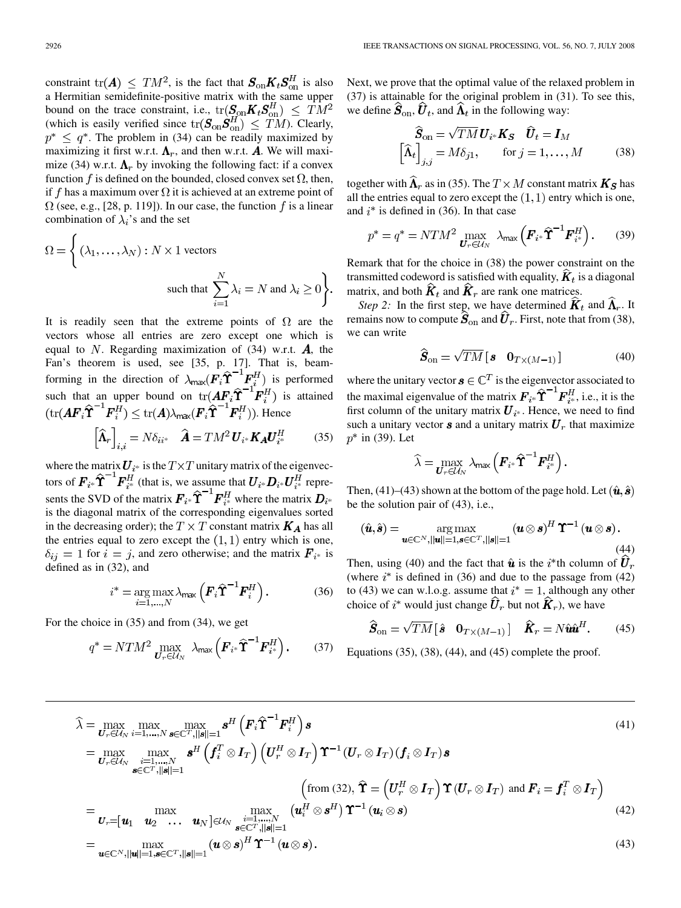constraint $\text{tr}(\boldsymbol{A}) \leq TM^2$, is the fact that $\boldsymbol{S}_{\text{on}}\boldsymbol{K}_t\boldsymbol{S}_{\text{on}}^H$ is also a Hermitian semidefinite-positive matrix with the same upper bound on the trace constraint, i.e., $\text{tr}(\boldsymbol{S}_{\text{on}}\boldsymbol{K}_t\boldsymbol{S}_{\text{on}}^H) \leq TM^2$ (which is easily verified since $\text{tr}(\boldsymbol{S}_{\text{on}}\boldsymbol{S}_{\text{on}}^H) \leq TM$). Clearly, $p^* \leq q^*$. The problem in (34) can be readily maximized by maximizing it first w.r.t. $\boldsymbol{\Lambda}_r$, and then w.r.t. $\boldsymbol{A}$. We will maximize (34) w.r.t. $\boldsymbol{\Lambda}_r$ by invoking the following fact: if a convex function $f$ is defined on the bounded, closed convex set $\Omega$, then, if $f$ has a maximum over $\Omega$ it is achieved at an extreme point of $\Omega$ (see, e.g., [28, p. 119]). In our case, the function $f$ is a linear combination of $\lambda_i$'s and the set

$$\Omega = \left\{ (\lambda_1, \ldots, \lambda_N) : N \times 1 \text{ vectors} \right. \\ \left. \text{such that } \sum_{i=1}^{N} \lambda_i = N \text{ and } \lambda_i \geq 0 \right\}.$$

It is readily seen that the extreme points of $\Omega$ are the vectors whose all entries are zero except one which is equal to $N$. Regarding maximization of (34) w.r.t. $\boldsymbol{A}$, the Fan's theorem is used, see [35, p. 17]. That is, beamforming in the direction of $\lambda_{\max}(\boldsymbol{F}_i\widehat{\boldsymbol{\Upsilon}}^{-1}\boldsymbol{F}_i^H)$ is performed such that an upper bound on $\text{tr}(\boldsymbol{A}\boldsymbol{F}_i\widehat{\boldsymbol{\Upsilon}}^{-1}\boldsymbol{F}_i^H)$ is attained $(\text{tr}(\boldsymbol{A}\boldsymbol{F}_i\widehat{\boldsymbol{\Upsilon}}^{-1}\boldsymbol{F}_i^H) \leq \text{tr}(\boldsymbol{A})\lambda_{\max}(\boldsymbol{F}_i\widehat{\boldsymbol{\Upsilon}}^{-1}\boldsymbol{F}_i^H))$. Hence

$$\left[\widehat{\Lambda}_r\right]_{i,i} = N\delta_{ii^*} \quad \widehat{\boldsymbol{A}} = TM^2\boldsymbol{U}_{i^*}\boldsymbol{K}_{\boldsymbol{A}}\boldsymbol{U}_{i^*}^H \tag{35}$$

where the matrix $\boldsymbol{U}_{i^*}$ is the $T\times T$ unitary matrix of the eigenvectors of $\boldsymbol{F}_{i^*}\widehat{\boldsymbol{\Upsilon}}^{-1}\boldsymbol{F}_{i^*}^H$ (that is, we assume that $\boldsymbol{U}_{i^*}\boldsymbol{D}_{i^*}\boldsymbol{U}_{i^*}^H$ represents the SVD of the matrix $\boldsymbol{F}_{i^*}\widehat{\boldsymbol{\Upsilon}}^{-1}\boldsymbol{F}_{i^*}^H$ where the matrix $\boldsymbol{D}_{i^*}$ is the diagonal matrix of the corresponding eigenvalues sorted in the decreasing order); the $T \times T$ constant matrix $\boldsymbol{K}_{\boldsymbol{A}}$ has all the entries equal to zero except the $(1,1)$ entry which is one, $\delta_{ij} = 1$ for $i = j$, and zero otherwise; and the matrix $\boldsymbol{F}_{i^*}$ is defined as in (32), and

$$i^* = \underset{i=1,\ldots,N}{\arg\max}\, \lambda_{\max}\left(\boldsymbol{F}_i\widehat{\boldsymbol{\Upsilon}}^{-1}\boldsymbol{F}_i^H\right). \tag{36}$$

For the choice in (35) and from (34), we get

$$q^* = NTM^2 \max_{\boldsymbol{U}_r\in\mathcal{U}_N} \lambda_{\max}\left(\boldsymbol{F}_{i^*}\widehat{\boldsymbol{\Upsilon}}^{-1}\boldsymbol{F}_{i^*}^H\right). \tag{37}$$

Next, we prove that the optimal value of the relaxed problem in (37) is attainable for the original problem in (31). To see this, we define $\widehat{\boldsymbol{S}}_{\text{on}}$, $\widehat{\boldsymbol{U}}_t$, and $\widehat{\boldsymbol{\Lambda}}_t$ in the following way:

$$\widehat{\boldsymbol{S}}_{\text{on}} = \sqrt{TM}\boldsymbol{U}_{i^*}\boldsymbol{K}_{\boldsymbol{S}} \quad \widehat{\boldsymbol{U}}_t = \boldsymbol{I}_M \\ \left[\widehat{\Lambda}_t\right]_{j,j} = M\delta_{j1}, \qquad \text{for } j = 1, \ldots, M \tag{38}$$

together with $\widehat{\boldsymbol{\Lambda}}_r$ as in (35). The $T \times M$ constant matrix $\boldsymbol{K}_{\boldsymbol{S}}$ has all the entries equal to zero except the $(1,1)$ entry which is one, and $i^*$ is defined in (36). In that case

$$p^* = q^* = NTM^2 \max_{\boldsymbol{U}_r\in\mathcal{U}_N} \lambda_{\max}\left(\boldsymbol{F}_{i^*}\widehat{\boldsymbol{\Upsilon}}^{-1}\boldsymbol{F}_{i^*}^H\right). \tag{39}$$

Remark that for the choice in (38) the power constraint on the transmitted codeword is satisfied with equality, $\widehat{\boldsymbol{K}}_t$ is a diagonal matrix, and both $\widehat{\boldsymbol{K}}_t$ and $\widehat{\boldsymbol{K}}_r$ are rank one matrices.

*Step 2:* In the first step, we have determined $\widehat{\boldsymbol{K}}_t$ and $\widehat{\boldsymbol{\Lambda}}_r$. It remains now to compute $\widehat{\boldsymbol{S}}_{\text{on}}$ and $\widehat{\boldsymbol{U}}_r$. First, note that from (38), we can write

$$\widehat{\boldsymbol{S}}_{\text{on}} = \sqrt{TM}\left[\boldsymbol{s} \quad \boldsymbol{0}_{T\times(M-1)}\right] \tag{40}$$

where the unitary vector $\boldsymbol{s} \in \mathbb{C}^T$ is the eigenvector associated to the maximal eigenvalue of the matrix $\boldsymbol{F}_{i^*}\widehat{\boldsymbol{\Upsilon}}^{-1}\boldsymbol{F}_{i^*}^H$, i.e., it is the first column of the unitary matrix $\boldsymbol{U}_{i^*}$. Hence, we need to find such a unitary vector $\boldsymbol{s}$ and a unitary matrix $\boldsymbol{U}_r$ that maximize $p^*$ in (39). Let

$$\widehat{\lambda} = \max_{\boldsymbol{U}_r\in\mathcal{U}_N} \lambda_{\max}\left(\boldsymbol{F}_{i^*}\widehat{\boldsymbol{\Upsilon}}^{-1}\boldsymbol{F}_{i^*}^H\right).$$

Then, (41)–(43) shown at the bottom of the page hold. Let $(\hat{\boldsymbol{u}}, \hat{\boldsymbol{s}})$ be the solution pair of (43), i.e.,

$$(\hat{\boldsymbol{u}}, \hat{\boldsymbol{s}}) = \underset{\boldsymbol{u}\in\mathbb{C}^N, \|\boldsymbol{u}\|=1, \boldsymbol{s}\in\mathbb{C}^T, \|\boldsymbol{s}\|=1}{\arg\max} (\boldsymbol{u}\otimes\boldsymbol{s})^H \boldsymbol{\Upsilon}^{-1}(\boldsymbol{u}\otimes\boldsymbol{s}). \tag{44}$$

Then, using (40) and the fact that $\hat{\boldsymbol{u}}$ is the $i^*$th column of $\widehat{\boldsymbol{U}}_r$ (where $i^*$ is defined in (36) and due to the passage from (42) to (43) we can w.l.o.g. assume that $i^* = 1$, although any other choice of $i^*$ would just change $\widehat{\boldsymbol{U}}_r$ but not $\widehat{\boldsymbol{K}}_r$), we have

$$\widehat{\boldsymbol{S}}_{\text{on}} = \sqrt{TM}\left[\hat{\boldsymbol{s}} \quad \boldsymbol{0}_{T\times(M-1)}\right] \quad \widehat{\boldsymbol{K}}_r = N\hat{\boldsymbol{u}}\hat{\boldsymbol{u}}^H. \tag{45}$$

Equations (35), (38), (44), and (45) complete the proof.

$$\widehat{\lambda} = \max_{\boldsymbol{U}_r\in\mathcal{U}_N} \max_{i=1,\ldots,N} \max_{\boldsymbol{s}\in\mathbb{C}^T, \|\boldsymbol{s}\|=1} \boldsymbol{s}^H\left(\boldsymbol{F}_i\widehat{\boldsymbol{\Upsilon}}^{-1}\boldsymbol{F}_i^H\right)\boldsymbol{s} \tag{41}$$

$$= \max_{\boldsymbol{U}_r\in\mathcal{U}_N} \max_{\substack{i=1,\ldots,N \\ \boldsymbol{s}\in\mathbb{C}^T, \|\boldsymbol{s}\|=1}} \boldsymbol{s}^H\left(\boldsymbol{f}_i^T\otimes\boldsymbol{I}_T\right)\left(\boldsymbol{U}_r^H\otimes\boldsymbol{I}_T\right)\boldsymbol{\Upsilon}^{-1}(\boldsymbol{U}_r\otimes\boldsymbol{I}_T)(\boldsymbol{f}_i\otimes\boldsymbol{I}_T)\boldsymbol{s}$$

$$\left(\text{from (32), } \widehat{\boldsymbol{\Upsilon}} = \left(\boldsymbol{U}_r^H\otimes\boldsymbol{I}_T\right)\boldsymbol{\Upsilon}(\boldsymbol{U}_r\otimes\boldsymbol{I}_T) \text{ and } \boldsymbol{F}_i = \boldsymbol{f}_i^T\otimes\boldsymbol{I}_T\right)$$

$$= \max_{\boldsymbol{U}_r=[\boldsymbol{u}_1 \quad \boldsymbol{u}_2 \quad \ldots \quad \boldsymbol{u}_N]\in\mathcal{U}_N} \max_{\substack{i=1,\ldots,N \\ \boldsymbol{s}\in\mathbb{C}^T, \|\boldsymbol{s}\|=1}} \left(\boldsymbol{u}_i^H\otimes\boldsymbol{s}^H\right)\boldsymbol{\Upsilon}^{-1}(\boldsymbol{u}_i\otimes\boldsymbol{s}) \tag{42}$$

$$= \max_{\boldsymbol{u}\in\mathbb{C}^N, \|\boldsymbol{u}\|=1, \boldsymbol{s}\in\mathbb{C}^T, \|\boldsymbol{s}\|=1} (\boldsymbol{u}\otimes\boldsymbol{s})^H\boldsymbol{\Upsilon}^{-1}(\boldsymbol{u}\otimes\boldsymbol{s}). \tag{43}$$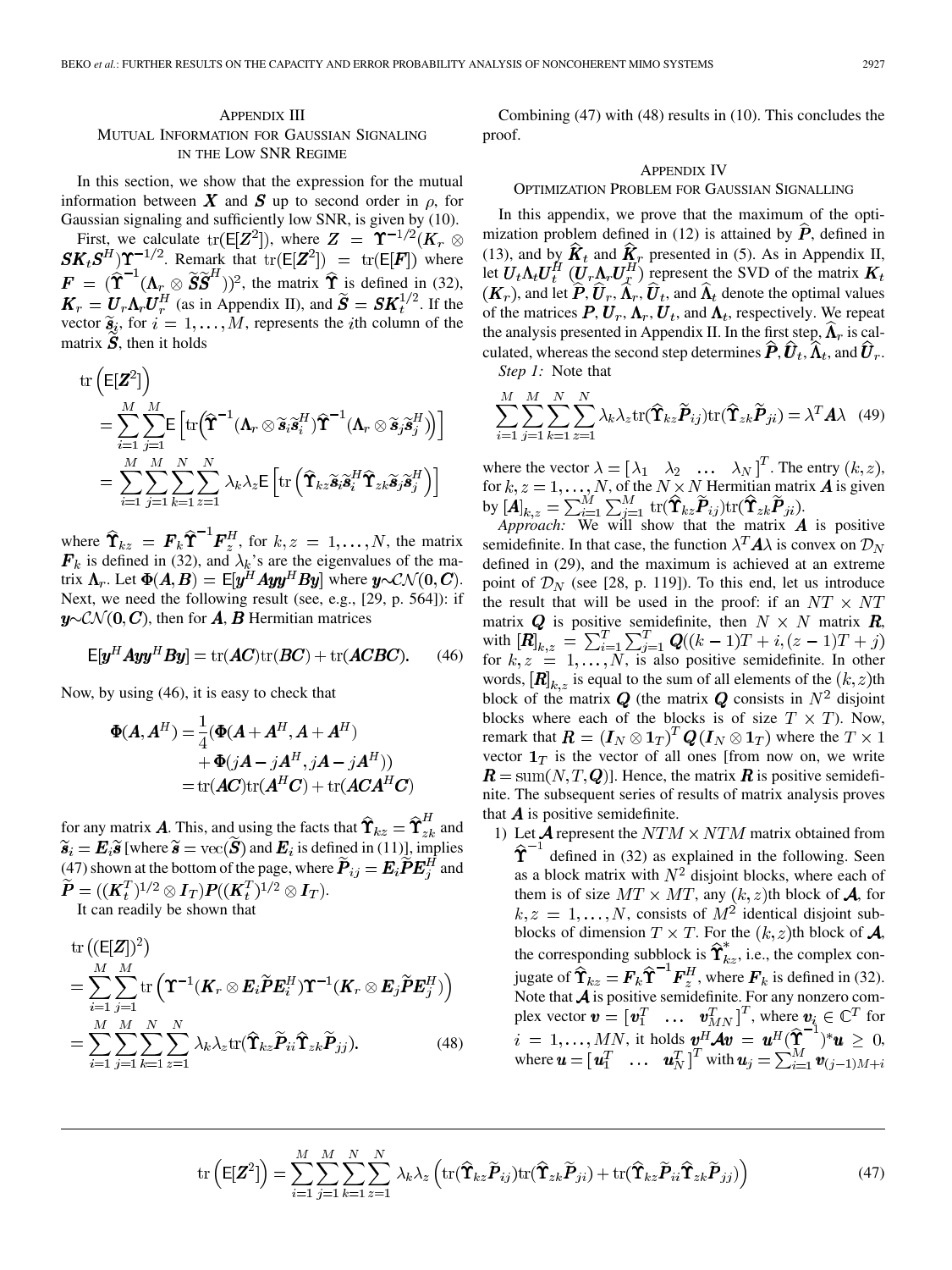## APPENDIX III
## MUTUAL INFORMATION FOR GAUSSIAN SIGNALING IN THE LOW SNR REGIME

In this section, we show that the expression for the mutual information between $\boldsymbol{X}$ and $\boldsymbol{S}$ up to second order in $\rho$, for Gaussian signaling and sufficiently low SNR, is given by (10).

First, we calculate $\mathrm{tr}(\mathsf{E}[\boldsymbol{Z}^2])$, where $\boldsymbol{Z} = \boldsymbol{\Upsilon}^{-1/2}(\boldsymbol{K}_r \otimes \boldsymbol{S}\boldsymbol{K}_t\boldsymbol{S}^H)\boldsymbol{\Upsilon}^{-1/2}$. Remark that $\mathrm{tr}(\mathsf{E}[\boldsymbol{Z}^2]) = \mathrm{tr}(\mathsf{E}[\boldsymbol{F}])$ where $\boldsymbol{F} = (\widehat{\boldsymbol{\Upsilon}}^{-1}(\boldsymbol{\Lambda}_r \otimes \widetilde{\boldsymbol{S}}\widetilde{\boldsymbol{S}}^H))^2$, the matrix $\widehat{\boldsymbol{\Upsilon}}$ is defined in (32), $\boldsymbol{K}_r = \boldsymbol{U}_r\boldsymbol{\Lambda}_r\boldsymbol{U}_r^H$ (as in Appendix II), and $\widetilde{\boldsymbol{S}} = \boldsymbol{S}\boldsymbol{K}_t^{1/2}$. If the vector $\widetilde{\boldsymbol{s}}_i$, for $i = 1,\ldots,M$, represents the $i$th column of the matrix $\widetilde{\boldsymbol{S}}$, then it holds

$$
\begin{aligned}
&\mathrm{tr}\left(\mathsf{E}[\boldsymbol{Z}^2]\right)\\
&= \sum_{i=1}^{M}\sum_{j=1}^{M}\mathsf{E}\left[\mathrm{tr}\left(\widehat{\boldsymbol{\Upsilon}}^{-1}(\boldsymbol{\Lambda}_r \otimes \widetilde{\boldsymbol{s}}_i\widetilde{\boldsymbol{s}}_i^H)\widehat{\boldsymbol{\Upsilon}}^{-1}(\boldsymbol{\Lambda}_r \otimes \widetilde{\boldsymbol{s}}_j\widetilde{\boldsymbol{s}}_j^H)\right)\right]\\
&= \sum_{i=1}^{M}\sum_{j=1}^{M}\sum_{k=1}^{N}\sum_{z=1}^{N}\lambda_k\lambda_z\mathsf{E}\left[\mathrm{tr}\left(\widehat{\boldsymbol{\Upsilon}}_{kz}\widetilde{\boldsymbol{s}}_i\widetilde{\boldsymbol{s}}_i^H\widehat{\boldsymbol{\Upsilon}}_{zk}\widetilde{\boldsymbol{s}}_j\widetilde{\boldsymbol{s}}_j^H\right)\right]
\end{aligned}
$$

where $\widehat{\boldsymbol{\Upsilon}}_{kz} = \boldsymbol{F}_k\widehat{\boldsymbol{\Upsilon}}^{-1}\boldsymbol{F}_z^H$, for $k,z = 1,\ldots,N$, the matrix $\boldsymbol{F}_k$ is defined in (32), and $\lambda_k$'s are the eigenvalues of the matrix $\boldsymbol{\Lambda}_r$. Let $\boldsymbol{\Phi}(\boldsymbol{A},\boldsymbol{B}) = \mathsf{E}[\boldsymbol{y}^H\boldsymbol{A}\boldsymbol{y}\boldsymbol{y}^H\boldsymbol{B}\boldsymbol{y}]$ where $\boldsymbol{y}\sim\mathcal{CN}(\boldsymbol{0},\boldsymbol{C})$. Next, we need the following result (see, e.g., [29, p. 564]): if $\boldsymbol{y}\sim\mathcal{CN}(\boldsymbol{0},\boldsymbol{C})$, then for $\boldsymbol{A}$, $\boldsymbol{B}$ Hermitian matrices

$$
\mathsf{E}[\boldsymbol{y}^H\boldsymbol{A}\boldsymbol{y}\boldsymbol{y}^H\boldsymbol{B}\boldsymbol{y}] = \mathrm{tr}(\boldsymbol{A}\boldsymbol{C})\mathrm{tr}(\boldsymbol{B}\boldsymbol{C}) + \mathrm{tr}(\boldsymbol{A}\boldsymbol{C}\boldsymbol{B}\boldsymbol{C}). \tag{46}
$$

Now, by using (46), it is easy to check that

$$
\begin{aligned}
\boldsymbol{\Phi}(\boldsymbol{A},\boldsymbol{A}^H) &= \frac{1}{4}(\boldsymbol{\Phi}(\boldsymbol{A}+\boldsymbol{A}^H,\boldsymbol{A}+\boldsymbol{A}^H)\\
&\quad + \boldsymbol{\Phi}(j\boldsymbol{A}-j\boldsymbol{A}^H, j\boldsymbol{A}-j\boldsymbol{A}^H))\\
&= \mathrm{tr}(\boldsymbol{A}\boldsymbol{C})\mathrm{tr}(\boldsymbol{A}^H\boldsymbol{C}) + \mathrm{tr}(\boldsymbol{A}\boldsymbol{C}\boldsymbol{A}^H\boldsymbol{C})
\end{aligned}
$$

for any matrix $\boldsymbol{A}$. This, and using the facts that $\widehat{\boldsymbol{\Upsilon}}_{kz} = \widehat{\boldsymbol{\Upsilon}}_{zk}^H$ and $\widetilde{\boldsymbol{s}}_i = \boldsymbol{E}_i\widetilde{\boldsymbol{s}}$ [where $\widetilde{\boldsymbol{s}} = \mathrm{vec}(\widetilde{\boldsymbol{S}})$ and $\boldsymbol{E}_i$ is defined in (11)], implies (47) shown at the bottom of the page, where $\widetilde{\boldsymbol{P}}_{ij} = \boldsymbol{E}_i\widetilde{\boldsymbol{P}}\boldsymbol{E}_j^H$ and $\widetilde{\boldsymbol{P}} = ((\boldsymbol{K}_t^T)^{1/2} \otimes \boldsymbol{I}_T)\boldsymbol{P}((\boldsymbol{K}_t^T)^{1/2} \otimes \boldsymbol{I}_T)$.

$$
\mathrm{tr}\left(\mathsf{E}[\boldsymbol{Z}^2]\right) = \sum_{i=1}^{M}\sum_{j=1}^{M}\sum_{k=1}^{N}\sum_{z=1}^{N}\lambda_k\lambda_z\left(\mathrm{tr}(\widehat{\boldsymbol{\Upsilon}}_{kz}\widetilde{\boldsymbol{P}}_{ij})\mathrm{tr}(\widehat{\boldsymbol{\Upsilon}}_{zk}\widetilde{\boldsymbol{P}}_{ji}) + \mathrm{tr}(\widehat{\boldsymbol{\Upsilon}}_{kz}\widetilde{\boldsymbol{P}}_{ii}\widehat{\boldsymbol{\Upsilon}}_{zk}\widetilde{\boldsymbol{P}}_{jj})\right) \tag{47}
$$

It can readily be shown that

$$
\begin{aligned}
&\mathrm{tr}\left((\mathsf{E}[\boldsymbol{Z}])^2\right)\\
&= \sum_{i=1}^{M}\sum_{j=1}^{M}\mathrm{tr}\left(\boldsymbol{\Upsilon}^{-1}(\boldsymbol{K}_r \otimes \boldsymbol{E}_i\widetilde{\boldsymbol{P}}\boldsymbol{E}_i^H)\boldsymbol{\Upsilon}^{-1}(\boldsymbol{K}_r \otimes \boldsymbol{E}_j\widetilde{\boldsymbol{P}}\boldsymbol{E}_j^H)\right)\\
&= \sum_{i=1}^{M}\sum_{j=1}^{M}\sum_{k=1}^{N}\sum_{z=1}^{N}\lambda_k\lambda_z\mathrm{tr}(\widehat{\boldsymbol{\Upsilon}}_{kz}\widetilde{\boldsymbol{P}}_{ii}\widehat{\boldsymbol{\Upsilon}}_{zk}\widetilde{\boldsymbol{P}}_{jj}).
\end{aligned} \tag{48}
$$

Combining (47) with (48) results in (10). This concludes the proof.

## APPENDIX IV
## OPTIMIZATION PROBLEM FOR GAUSSIAN SIGNALLING

In this appendix, we prove that the maximum of the optimization problem defined in (12) is attained by $\widehat{\boldsymbol{P}}$, defined in (13), and by $\widehat{\boldsymbol{K}}_t$ and $\widehat{\boldsymbol{K}}_r$ presented in (5). As in Appendix II, let $\boldsymbol{U}_t\boldsymbol{\Lambda}_t\boldsymbol{U}_t^H$ ($\boldsymbol{U}_r\boldsymbol{\Lambda}_r\boldsymbol{U}_r^H$) represent the SVD of the matrix $\boldsymbol{K}_t$ ($\boldsymbol{K}_r$), and let $\widehat{\boldsymbol{P}}, \widehat{\boldsymbol{U}}_r, \widehat{\boldsymbol{\Lambda}}_r, \widehat{\boldsymbol{U}}_t$, and $\widehat{\boldsymbol{\Lambda}}_t$ denote the optimal values of the matrices $\boldsymbol{P}, \boldsymbol{U}_r, \boldsymbol{\Lambda}_r, \boldsymbol{U}_t$, and $\boldsymbol{\Lambda}_t$, respectively. We repeat the analysis presented in Appendix II. In the first step, $\widehat{\boldsymbol{\Lambda}}_r$ is calculated, whereas the second step determines $\widehat{\boldsymbol{P}}, \widehat{\boldsymbol{U}}_t, \widehat{\boldsymbol{\Lambda}}_t$, and $\widehat{\boldsymbol{U}}_r$.

*Step 1:* Note that

$$
\sum_{i=1}^{M}\sum_{j=1}^{M}\sum_{k=1}^{N}\sum_{z=1}^{N}\lambda_k\lambda_z\mathrm{tr}(\widehat{\boldsymbol{\Upsilon}}_{kz}\widetilde{\boldsymbol{P}}_{ij})\mathrm{tr}(\widehat{\boldsymbol{\Upsilon}}_{zk}\widetilde{\boldsymbol{P}}_{ji}) = \lambda^T\boldsymbol{A}\lambda \tag{49}
$$

where the vector $\lambda = [\lambda_1 \quad \lambda_2 \quad \ldots \quad \lambda_N]^T$. The entry $(k,z)$, for $k,z = 1,\ldots,N$, of the $N \times N$ Hermitian matrix $\boldsymbol{A}$ is given by $[\boldsymbol{A}]_{k,z} = \sum_{i=1}^{M}\sum_{j=1}^{M}\mathrm{tr}(\widehat{\boldsymbol{\Upsilon}}_{kz}\widetilde{\boldsymbol{P}}_{ij})\mathrm{tr}(\widehat{\boldsymbol{\Upsilon}}_{zk}\widetilde{\boldsymbol{P}}_{ji})$.

*Approach:* We will show that the matrix $\boldsymbol{A}$ is positive semidefinite. In that case, the function $\lambda^T\boldsymbol{A}\lambda$ is convex on $\mathcal{D}_N$ defined in (29), and the maximum is achieved at an extreme point of $\mathcal{D}_N$ (see [28, p. 119]). To this end, let us introduce the result that will be used in the proof: if an $NT \times NT$ matrix $\boldsymbol{Q}$ is positive semidefinite, then $N \times N$ matrix $\boldsymbol{R}$, with $[\boldsymbol{R}]_{k,z} = \sum_{i=1}^{T}\sum_{j=1}^{T}\boldsymbol{Q}((k-1)T+i,(z-1)T+j)$ for $k,z = 1,\ldots,N$, is also positive semidefinite. In other words, $[\boldsymbol{R}]_{k,z}$ is equal to the sum of all elements of the $(k,z)$th block of the matrix $\boldsymbol{Q}$ (the matrix $\boldsymbol{Q}$ consists in $N^2$ disjoint blocks where each of the blocks is of size $T \times T$). Now, remark that $\boldsymbol{R} = (\boldsymbol{I}_N \otimes \boldsymbol{1}_T)^T\boldsymbol{Q}(\boldsymbol{I}_N \otimes \boldsymbol{1}_T)$ where the $T \times 1$ vector $\boldsymbol{1}_T$ is the vector of all ones [from now on, we write $\boldsymbol{R} = \mathrm{sum}(N,T,\boldsymbol{Q})$]. Hence, the matrix $\boldsymbol{R}$ is positive semidefinite. The subsequent series of results of matrix analysis proves that $\boldsymbol{A}$ is positive semidefinite.

1) Let $\boldsymbol{\mathcal{A}}$ represent the $NTM \times NTM$ matrix obtained from $\widehat{\boldsymbol{\Upsilon}}^{-1}$ defined in (32) as explained in the following. Seen as a block matrix with $N^2$ disjoint blocks, where each of them is of size $MT \times MT$, any $(k,z)$th block of $\boldsymbol{\mathcal{A}}$, for $k,z = 1,\ldots,N$, consists of $M^2$ identical disjoint subblocks of dimension $T \times T$. For the $(k,z)$th block of $\boldsymbol{\mathcal{A}}$, the corresponding subblock is $\widehat{\boldsymbol{\Upsilon}}_{kz}^*$, i.e., the complex conjugate of $\widehat{\boldsymbol{\Upsilon}}_{kz} = \boldsymbol{F}_k\widehat{\boldsymbol{\Upsilon}}^{-1}\boldsymbol{F}_z^H$, where $\boldsymbol{F}_k$ is defined in (32). Note that $\boldsymbol{\mathcal{A}}$ is positive semidefinite. For any nonzero complex vector $\boldsymbol{v} = [\boldsymbol{v}_1^T \quad \ldots \quad \boldsymbol{v}_{MN}^T]^T$, where $\boldsymbol{v}_i \in \mathbb{C}^T$ for $i = 1,\ldots,MN$, it holds $\boldsymbol{v}^H\boldsymbol{\mathcal{A}}\boldsymbol{v} = \boldsymbol{u}^H(\widehat{\boldsymbol{\Upsilon}}^{-1})^*\boldsymbol{u} \geq 0$, where $\boldsymbol{u} = [\boldsymbol{u}_1^T \quad \ldots \quad \boldsymbol{u}_N^T]^T$ with $\boldsymbol{u}_j = \sum_{i=1}^{M}\boldsymbol{v}_{(j-1)M+i}$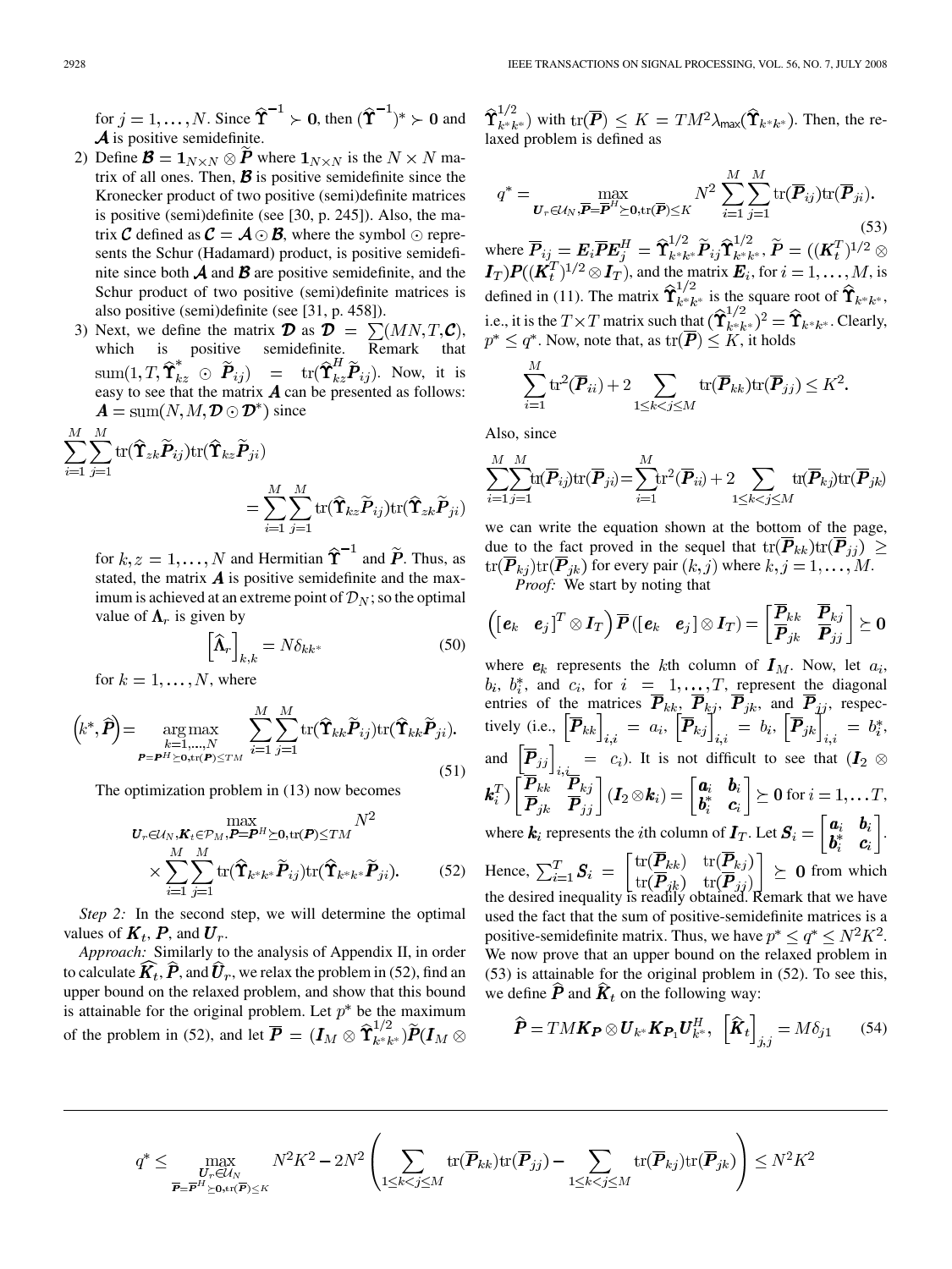for $j = 1, \ldots, N$. Since $\widehat{\boldsymbol{\Upsilon}}^{-1} \succ \mathbf{0}$, then $(\widehat{\boldsymbol{\Upsilon}}^{-1})^* \succ \mathbf{0}$ and $\boldsymbol{\mathcal{A}}$ is positive semidefinite.

2) Define $\boldsymbol{\mathcal{B}} = \mathbf{1}_{N\times N} \otimes \widetilde{\boldsymbol{P}}$ where $\mathbf{1}_{N\times N}$ is the $N \times N$ matrix of all ones. Then, $\boldsymbol{\mathcal{B}}$ is positive semidefinite since the Kronecker product of two positive (semi)definite matrices is positive (semi)definite (see [30, p. 245]). Also, the matrix $\boldsymbol{\mathcal{C}}$ defined as $\boldsymbol{\mathcal{C}} = \boldsymbol{\mathcal{A}} \odot \boldsymbol{\mathcal{B}}$, where the symbol $\odot$ represents the Schur (Hadamard) product, is positive semidefinite since both $\boldsymbol{\mathcal{A}}$ and $\boldsymbol{\mathcal{B}}$ are positive semidefinite, and the Schur product of two positive (semi)definite matrices is also positive (semi)definite (see [31, p. 458]).

3) Next, we define the matrix $\boldsymbol{\mathcal{D}}$ as $\boldsymbol{\mathcal{D}} = \sum(MN, T, \boldsymbol{\mathcal{C}})$, which is positive semidefinite. Remark that $\mathrm{sum}(1, T, \widehat{\boldsymbol{\Upsilon}}_{kz}^* \odot \widetilde{\boldsymbol{P}}_{ij}) = \mathrm{tr}(\widehat{\boldsymbol{\Upsilon}}_{kz}^H \widetilde{\boldsymbol{P}}_{ij})$. Now, it is easy to see that the matrix $\boldsymbol{A}$ can be presented as follows: $\boldsymbol{A} = \mathrm{sum}(N, M, \boldsymbol{\mathcal{D}} \odot \boldsymbol{\mathcal{D}}^*)$ since

$$\sum_{i=1}^{M}\sum_{j=1}^{M} \mathrm{tr}(\widehat{\boldsymbol{\Upsilon}}_{zk}\widetilde{\boldsymbol{P}}_{ij})\mathrm{tr}(\widehat{\boldsymbol{\Upsilon}}_{kz}\widetilde{\boldsymbol{P}}_{ji}) = \sum_{i=1}^{M}\sum_{j=1}^{M} \mathrm{tr}(\widehat{\boldsymbol{\Upsilon}}_{kz}\widetilde{\boldsymbol{P}}_{ij})\mathrm{tr}(\widehat{\boldsymbol{\Upsilon}}_{zk}\widetilde{\boldsymbol{P}}_{ji})$$

for $k, z = 1, \ldots, N$ and Hermitian $\widehat{\boldsymbol{\Upsilon}}^{-1}$ and $\widetilde{\boldsymbol{P}}$. Thus, as stated, the matrix $\boldsymbol{A}$ is positive semidefinite and the maximum is achieved at an extreme point of $\mathcal{D}_N$; so the optimal value of $\boldsymbol{\Lambda}_r$ is given by

$$\left[\widehat{\boldsymbol{\Lambda}}_r\right]_{k,k} = N\delta_{kk^*} \tag{50}$$

for $k = 1, \ldots, N$, where

$$\left(k^*, \widehat{\boldsymbol{P}}\right) = \underset{\substack{k=1,\ldots,N \\ \boldsymbol{P}=\boldsymbol{P}^H \succeq \mathbf{0}, \mathrm{tr}(\boldsymbol{P}) \le TM}}{\arg\max} \sum_{i=1}^{M}\sum_{j=1}^{M} \mathrm{tr}(\widehat{\boldsymbol{\Upsilon}}_{kk}\widetilde{\boldsymbol{P}}_{ij})\mathrm{tr}(\widehat{\boldsymbol{\Upsilon}}_{kk}\widetilde{\boldsymbol{P}}_{ji}). \tag{51}$$

The optimization problem in (13) now becomes

$$\max_{\boldsymbol{U}_r \in \mathcal{U}_N, \boldsymbol{K}_t \in \mathcal{P}_M, \boldsymbol{P}=\boldsymbol{P}^H \succeq \mathbf{0}, \mathrm{tr}(\boldsymbol{P}) \le TM} N^2 \times \sum_{i=1}^{M}\sum_{j=1}^{M} \mathrm{tr}(\widehat{\boldsymbol{\Upsilon}}_{k^*k^*}\widetilde{\boldsymbol{P}}_{ij})\mathrm{tr}(\widehat{\boldsymbol{\Upsilon}}_{k^*k^*}\widetilde{\boldsymbol{P}}_{ji}). \tag{52}$$

*Step 2:* In the second step, we will determine the optimal values of $\boldsymbol{K}_t$, $\boldsymbol{P}$, and $\boldsymbol{U}_r$.

*Approach:* Similarly to the analysis of Appendix II, in order to calculate $\widehat{\boldsymbol{K}_t}$, $\widehat{\boldsymbol{P}}$, and $\widehat{\boldsymbol{U}}_r$, we relax the problem in (52), find an upper bound on the relaxed problem, and show that this bound is attainable for the original problem. Let $p^*$ be the maximum of the problem in (52), and let $\overline{\boldsymbol{P}} = (\boldsymbol{I}_M \otimes \widehat{\boldsymbol{\Upsilon}}_{k^*k^*}^{1/2})\widetilde{\boldsymbol{P}}(\boldsymbol{I}_M \otimes \widehat{\boldsymbol{\Upsilon}}_{k^*k^*}^{1/2})$ with $\mathrm{tr}(\overline{\boldsymbol{P}}) \le K = TM^2\lambda_{\max}(\widehat{\boldsymbol{\Upsilon}}_{k^*k^*})$. Then, the relaxed problem is defined as

$$q^* = \max_{\boldsymbol{U}_r \in \mathcal{U}_N, \overline{\boldsymbol{P}}=\overline{\boldsymbol{P}}^H \succeq \mathbf{0}, \mathrm{tr}(\overline{\boldsymbol{P}}) \le K} N^2 \sum_{i=1}^{M}\sum_{j=1}^{M} \mathrm{tr}(\overline{\boldsymbol{P}}_{ij})\mathrm{tr}(\overline{\boldsymbol{P}}_{ji}). \tag{53}$$

where $\overline{\boldsymbol{P}}_{ij} = \boldsymbol{E}_i \overline{\boldsymbol{P}} \boldsymbol{E}_j^H = \widehat{\boldsymbol{\Upsilon}}_{k^*k^*}^{1/2}\widetilde{\boldsymbol{P}}_{ij}\widehat{\boldsymbol{\Upsilon}}_{k^*k^*}^{1/2}$, $\widetilde{\boldsymbol{P}} = ((\boldsymbol{K}_t^T)^{1/2} \otimes \boldsymbol{I}_T)\boldsymbol{P}((\boldsymbol{K}_t^T)^{1/2} \otimes \boldsymbol{I}_T)$, and the matrix $\boldsymbol{E}_i$, for $i = 1, \ldots, M$, is defined in (11). The matrix $\widehat{\boldsymbol{\Upsilon}}_{k^*k^*}^{1/2}$ is the square root of $\widehat{\boldsymbol{\Upsilon}}_{k^*k^*}$, i.e., it is the $T \times T$ matrix such that $(\widehat{\boldsymbol{\Upsilon}}_{k^*k^*}^{1/2})^2 = \widehat{\boldsymbol{\Upsilon}}_{k^*k^*}$. Clearly, $p^* \le q^*$. Now, note that, as $\mathrm{tr}(\overline{\boldsymbol{P}}) \le K$, it holds

$$\sum_{i=1}^{M} \mathrm{tr}^2(\overline{\boldsymbol{P}}_{ii}) + 2\sum_{1 \le k < j \le M} \mathrm{tr}(\overline{\boldsymbol{P}}_{kk})\mathrm{tr}(\overline{\boldsymbol{P}}_{jj}) \le K^2.$$

Also, since

$$\sum_{i=1}^{M}\sum_{j=1}^{M} \mathrm{tr}(\overline{\boldsymbol{P}}_{ij})\mathrm{tr}(\overline{\boldsymbol{P}}_{ji}) = \sum_{i=1}^{M} \mathrm{tr}^2(\overline{\boldsymbol{P}}_{ii}) + 2\sum_{1 \le k < j \le M} \mathrm{tr}(\overline{\boldsymbol{P}}_{kj})\mathrm{tr}(\overline{\boldsymbol{P}}_{jk})$$

we can write the equation shown at the bottom of the page, due to the fact proved in the sequel that $\mathrm{tr}(\overline{\boldsymbol{P}}_{kk})\mathrm{tr}(\overline{\boldsymbol{P}}_{jj}) \ge \mathrm{tr}(\overline{\boldsymbol{P}}_{kj})\mathrm{tr}(\overline{\boldsymbol{P}}_{jk})$ for every pair $(k, j)$ where $k, j = 1, \ldots, M$.

*Proof:* We start by noting that

$$\left([\boldsymbol{e}_k \quad \boldsymbol{e}_j]^T \otimes \boldsymbol{I}_T\right)\overline{\boldsymbol{P}}\left([\boldsymbol{e}_k \quad \boldsymbol{e}_j] \otimes \boldsymbol{I}_T\right) = \begin{bmatrix} \overline{\boldsymbol{P}}_{kk} & \overline{\boldsymbol{P}}_{kj} \\ \overline{\boldsymbol{P}}_{jk} & \overline{\boldsymbol{P}}_{jj} \end{bmatrix} \succeq \mathbf{0}$$

where $\boldsymbol{e}_k$ represents the $k$th column of $\boldsymbol{I}_M$. Now, let $a_i$, $b_i$, $b_i^*$, and $c_i$, for $i = 1, \ldots, T$, represent the diagonal entries of the matrices $\overline{\boldsymbol{P}}_{kk}$, $\overline{\boldsymbol{P}}_{kj}$, $\overline{\boldsymbol{P}}_{jk}$, and $\overline{\boldsymbol{P}}_{jj}$, respectively (i.e., $\left[\overline{\boldsymbol{P}}_{kk}\right]_{i,i} = a_i$, $\left[\overline{\boldsymbol{P}}_{kj}\right]_{i,i} = b_i$, $\left[\overline{\boldsymbol{P}}_{jk}\right]_{i,i} = b_i^*$, and $\left[\overline{\boldsymbol{P}}_{jj}\right]_{i,i} = c_i$). It is not difficult to see that $(\boldsymbol{I}_2 \otimes \boldsymbol{k}_i^T)\begin{bmatrix} \overline{\boldsymbol{P}}_{kk} & \overline{\boldsymbol{P}}_{kj} \\ \overline{\boldsymbol{P}}_{jk} & \overline{\boldsymbol{P}}_{jj} \end{bmatrix}(\boldsymbol{I}_2 \otimes \boldsymbol{k}_i) = \begin{bmatrix} a_i & b_i \\ b_i^* & c_i \end{bmatrix} \succeq \mathbf{0}$ for $i = 1, \ldots T$, where $\boldsymbol{k}_i$ represents the $i$th column of $\boldsymbol{I}_T$. Let $\boldsymbol{S}_i = \begin{bmatrix} a_i & b_i \\ b_i^* & c_i \end{bmatrix}$. Hence, $\sum_{i=1}^{T} \boldsymbol{S}_i = \begin{bmatrix} \mathrm{tr}(\overline{\boldsymbol{P}}_{kk}) & \mathrm{tr}(\overline{\boldsymbol{P}}_{kj}) \\ \mathrm{tr}(\overline{\boldsymbol{P}}_{jk}) & \mathrm{tr}(\overline{\boldsymbol{P}}_{jj}) \end{bmatrix} \succeq \mathbf{0}$ from which the desired inequality is readily obtained. Remark that we have used the fact that the sum of positive-semidefinite matrices is a positive-semidefinite matrix. Thus, we have $p^* \le q^* \le N^2K^2$. We now prove that an upper bound on the relaxed problem in (53) is attainable for the original problem in (52). To see this, we define $\widehat{\boldsymbol{P}}$ and $\widehat{\boldsymbol{K}}_t$ on the following way:

$$\widehat{\boldsymbol{P}} = TM\boldsymbol{K}_{\boldsymbol{P}} \otimes \boldsymbol{U}_{k^*}\boldsymbol{K}_{\boldsymbol{P}_1}\boldsymbol{U}_{k^*}^H, \quad \left[\widehat{\boldsymbol{K}}_t\right]_{j,j} = M\delta_{j1} \tag{54}$$

---

$$q^* \le \max_{\substack{\boldsymbol{U}_r \in \mathcal{U}_N \\ \overline{\boldsymbol{P}}=\overline{\boldsymbol{P}}^H \succeq \mathbf{0}, \mathrm{tr}(\overline{\boldsymbol{P}}) \le K}} N^2K^2 - 2N^2\left(\sum_{1 \le k < j \le M} \mathrm{tr}(\overline{\boldsymbol{P}}_{kk})\mathrm{tr}(\overline{\boldsymbol{P}}_{jj}) - \sum_{1 \le k < j \le M} \mathrm{tr}(\overline{\boldsymbol{P}}_{kj})\mathrm{tr}(\overline{\boldsymbol{P}}_{jk})\right) \le N^2K^2$$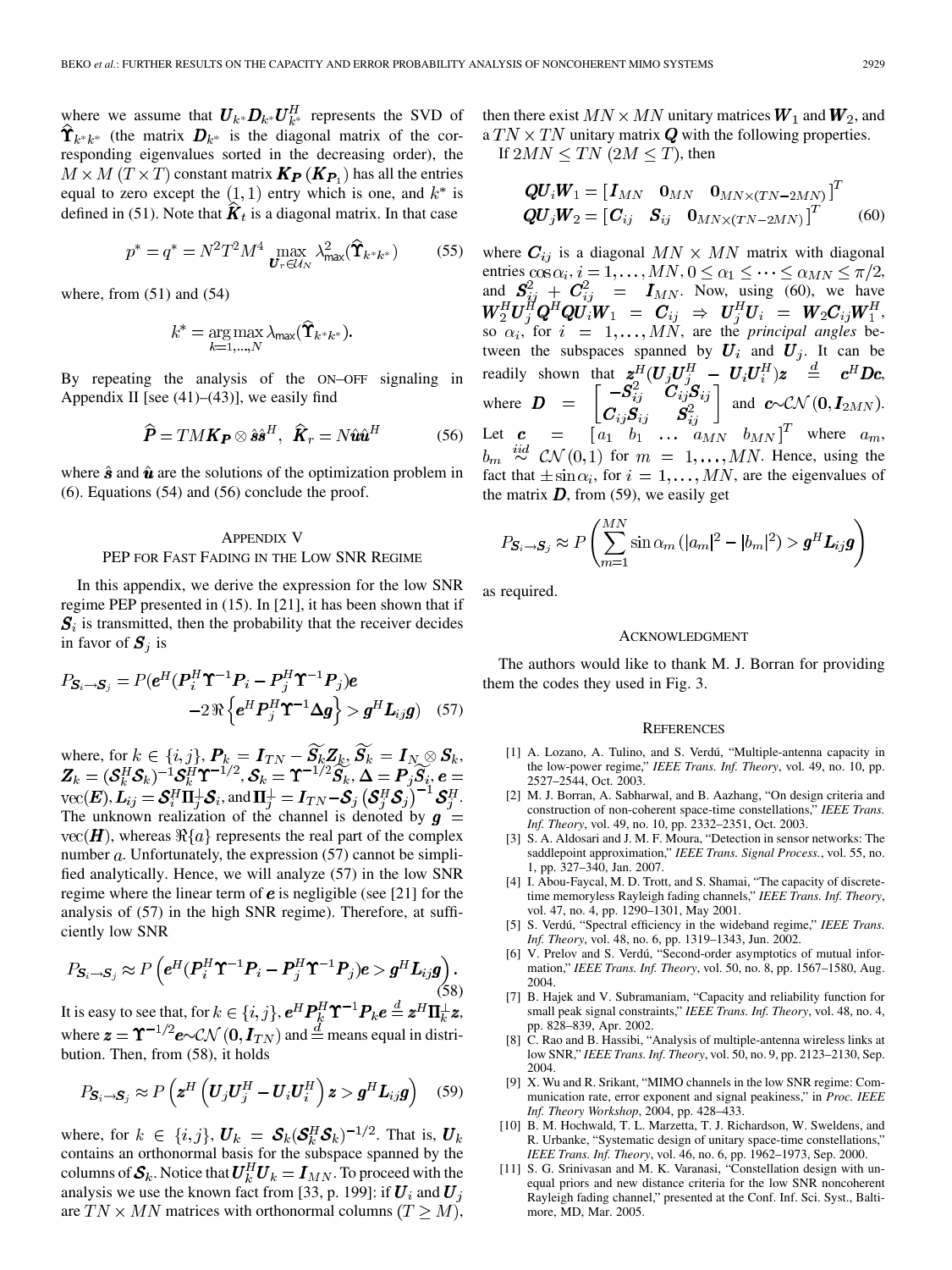where we assume that $\boldsymbol{U}_{k^*}\boldsymbol{D}_{k^*}\boldsymbol{U}_{k^*}^H$ represents the SVD of $\widehat{\boldsymbol{\Upsilon}}_{k^*k^*}$ (the matrix $\boldsymbol{D}_{k^*}$ is the diagonal matrix of the corresponding eigenvalues sorted in the decreasing order), the $M \times M$ ($T \times T$) constant matrix $\boldsymbol{K_P}$ ($\boldsymbol{K_{P_1}}$) has all the entries equal to zero except the $(1,1)$ entry which is one, and $k^*$ is defined in (51). Note that $\widehat{\boldsymbol{K}}_t$ is a diagonal matrix. In that case

$$p^* = q^* = N^2T^2M^4 \max_{\boldsymbol{U}_r \in \mathcal{U}_N} \lambda_{\max}^2(\widehat{\boldsymbol{\Upsilon}}_{k^*k^*}) \tag{55}$$

where, from (51) and (54)

$$k^* = \underset{k=1,\ldots,N}{\arg\max}\, \lambda_{\max}(\widehat{\boldsymbol{\Upsilon}}_{k^*k^*}).$$

By repeating the analysis of the ON–OFF signaling in Appendix II [see (41)–(43)], we easily find

$$\widehat{\boldsymbol{P}} = TM\boldsymbol{K_P} \otimes \hat{\boldsymbol{s}}\hat{\boldsymbol{s}}^H, \quad \widehat{\boldsymbol{K}}_r = N\hat{\boldsymbol{u}}\hat{\boldsymbol{u}}^H \tag{56}$$

where $\hat{\boldsymbol{s}}$ and $\hat{\boldsymbol{u}}$ are the solutions of the optimization problem in (6). Equations (54) and (56) conclude the proof.

## Appendix V
## PEP for Fast Fading in the Low SNR Regime

In this appendix, we derive the expression for the low SNR regime PEP presented in (15). In [21], it has been shown that if $\boldsymbol{S}_i$ is transmitted, then the probability that the receiver decides in favor of $\boldsymbol{S}_j$ is

$$P_{\boldsymbol{S}_i \to \boldsymbol{S}_j} = P(\boldsymbol{e}^H(\boldsymbol{P}_i^H\boldsymbol{\Upsilon}^{-1}\boldsymbol{P}_i - \boldsymbol{P}_j^H\boldsymbol{\Upsilon}^{-1}\boldsymbol{P}_j)\boldsymbol{e} \\ -2\Re\left\{\boldsymbol{e}^H\boldsymbol{P}_j^H\boldsymbol{\Upsilon}^{-1}\boldsymbol{\Delta}\boldsymbol{g}\right\} > \boldsymbol{g}^H\boldsymbol{L}_{ij}\boldsymbol{g}) \tag{57}$$

where, for $k \in \{i,j\}$, $\boldsymbol{P}_k = \boldsymbol{I}_{TN} - \widetilde{\boldsymbol{S}}_k\boldsymbol{Z}_k$, $\widetilde{\boldsymbol{S}}_k = \boldsymbol{I}_N \otimes \boldsymbol{S}_k$, $\boldsymbol{Z}_k = (\boldsymbol{\mathcal{S}}_k^H\boldsymbol{\mathcal{S}}_k)^{-1}\boldsymbol{\mathcal{S}}_k^H\boldsymbol{\Upsilon}^{-1/2}$, $\boldsymbol{\mathcal{S}}_k = \boldsymbol{\Upsilon}^{-1/2}\widetilde{\boldsymbol{S}}_k$, $\boldsymbol{\Delta} = \boldsymbol{P}_j\widetilde{\boldsymbol{S}}_i$, $\boldsymbol{e} = \mathrm{vec}(\boldsymbol{E})$, $\boldsymbol{L}_{ij} = \boldsymbol{\mathcal{S}}_i^H\boldsymbol{\Pi}_j^\perp\boldsymbol{\mathcal{S}}_i$, and $\boldsymbol{\Pi}_j^\perp = \boldsymbol{I}_{TN} - \boldsymbol{\mathcal{S}}_j\left(\boldsymbol{\mathcal{S}}_j^H\boldsymbol{\mathcal{S}}_j\right)^{-1}\boldsymbol{\mathcal{S}}_j^H$. The unknown realization of the channel is denoted by $\boldsymbol{g} = \mathrm{vec}(\boldsymbol{H})$, whereas $\Re\{a\}$ represents the real part of the complex number $a$. Unfortunately, the expression (57) cannot be simplified analytically. Hence, we will analyze (57) in the low SNR regime where the linear term of $\boldsymbol{e}$ is negligible (see [21] for the analysis of (57) in the high SNR regime). Therefore, at sufficiently low SNR

$$P_{\boldsymbol{S}_i \to \boldsymbol{S}_j} \approx P\left(\boldsymbol{e}^H(\boldsymbol{P}_i^H\boldsymbol{\Upsilon}^{-1}\boldsymbol{P}_i - \boldsymbol{P}_j^H\boldsymbol{\Upsilon}^{-1}\boldsymbol{P}_j)\boldsymbol{e} > \boldsymbol{g}^H\boldsymbol{L}_{ij}\boldsymbol{g}\right). \tag{58}$$

It is easy to see that, for $k \in \{i,j\}$, $\boldsymbol{e}^H\boldsymbol{P}_k^H\boldsymbol{\Upsilon}^{-1}\boldsymbol{P}_k\boldsymbol{e} \stackrel{d}{=} \boldsymbol{z}^H\boldsymbol{\Pi}_k^\perp\boldsymbol{z}$, where $\boldsymbol{z} = \boldsymbol{\Upsilon}^{-1/2}\boldsymbol{e} \sim \mathcal{CN}(\boldsymbol{0}, \boldsymbol{I}_{TN})$ and $\stackrel{d}{=}$ means equal in distribution. Then, from (58), it holds

$$P_{\boldsymbol{S}_i \to \boldsymbol{S}_j} \approx P\left(\boldsymbol{z}^H\left(\boldsymbol{U}_j\boldsymbol{U}_j^H - \boldsymbol{U}_i\boldsymbol{U}_i^H\right)\boldsymbol{z} > \boldsymbol{g}^H\boldsymbol{L}_{ij}\boldsymbol{g}\right) \tag{59}$$

where, for $k \in \{i,j\}$, $\boldsymbol{U}_k = \boldsymbol{\mathcal{S}}_k(\boldsymbol{\mathcal{S}}_k^H\boldsymbol{\mathcal{S}}_k)^{-1/2}$. That is, $\boldsymbol{U}_k$ contains an orthonormal basis for the subspace spanned by the columns of $\boldsymbol{\mathcal{S}}_k$. Notice that $\boldsymbol{U}_k^H\boldsymbol{U}_k = \boldsymbol{I}_{MN}$. To proceed with the analysis we use the known fact from [33, p. 199]: if $\boldsymbol{U}_i$ and $\boldsymbol{U}_j$ are $TN \times MN$ matrices with orthonormal columns ($T \geq M$), then there exist $MN \times MN$ unitary matrices $\boldsymbol{W}_1$ and $\boldsymbol{W}_2$, and a $TN \times TN$ unitary matrix $\boldsymbol{Q}$ with the following properties.

If $2MN \leq TN$ ($2M \leq T$), then

$$\boldsymbol{Q}\boldsymbol{U}_i\boldsymbol{W}_1 = \begin{bmatrix}\boldsymbol{I}_{MN} & \boldsymbol{0}_{MN} & \boldsymbol{0}_{MN\times(TN-2MN)}\end{bmatrix}^T \\ \boldsymbol{Q}\boldsymbol{U}_j\boldsymbol{W}_2 = \begin{bmatrix}\boldsymbol{C}_{ij} & \boldsymbol{S}_{ij} & \boldsymbol{0}_{MN\times(TN-2MN)}\end{bmatrix}^T \tag{60}$$

where $\boldsymbol{C}_{ij}$ is a diagonal $MN \times MN$ matrix with diagonal entries $\cos\alpha_i$, $i = 1,\ldots,MN$, $0 \leq \alpha_1 \leq \cdots \leq \alpha_{MN} \leq \pi/2$, and $\boldsymbol{S}_{ij}^2 + \boldsymbol{C}_{ij}^2 = \boldsymbol{I}_{MN}$. Now, using (60), we have $\boldsymbol{W}_2^H\boldsymbol{U}_j^H\boldsymbol{Q}^H\boldsymbol{Q}\boldsymbol{U}_i\boldsymbol{W}_1 = \boldsymbol{C}_{ij} \Rightarrow \boldsymbol{U}_j^H\boldsymbol{U}_i = \boldsymbol{W}_2\boldsymbol{C}_{ij}\boldsymbol{W}_1^H$, so $\alpha_i$, for $i = 1,\ldots,MN$, are the *principal angles* between the subspaces spanned by $\boldsymbol{U}_i$ and $\boldsymbol{U}_j$. It can be readily shown that $\boldsymbol{z}^H(\boldsymbol{U}_j\boldsymbol{U}_j^H - \boldsymbol{U}_i\boldsymbol{U}_i^H)\boldsymbol{z} \stackrel{d}{=} \boldsymbol{c}^H\boldsymbol{D}\boldsymbol{c}$, where $\boldsymbol{D} = \begin{bmatrix}-\boldsymbol{S}_{ij}^2 & \boldsymbol{C}_{ij}\boldsymbol{S}_{ij} \\ \boldsymbol{C}_{ij}\boldsymbol{S}_{ij} & \boldsymbol{S}_{ij}^2\end{bmatrix}$ and $\boldsymbol{c} \sim \mathcal{CN}(\boldsymbol{0}, \boldsymbol{I}_{2MN})$. Let $\boldsymbol{c} = \begin{bmatrix}a_1 & b_1 & \ldots & a_{MN} & b_{MN}\end{bmatrix}^T$ where $a_m$, $b_m \stackrel{iid}{\sim} \mathcal{CN}(0,1)$ for $m = 1,\ldots,MN$. Hence, using the fact that $\pm\sin\alpha_i$, for $i = 1,\ldots,MN$, are the eigenvalues of the matrix $\boldsymbol{D}$, from (59), we easily get

$$P_{\boldsymbol{S}_i \to \boldsymbol{S}_j} \approx P\left(\sum_{m=1}^{MN}\sin\alpha_m\left(|a_m|^2 - |b_m|^2\right) > \boldsymbol{g}^H\boldsymbol{L}_{ij}\boldsymbol{g}\right)$$

as required.

## Acknowledgment

The authors would like to thank M. J. Borran for providing them the codes they used in Fig. 3.

## References

[1] A. Lozano, A. Tulino, and S. Verdú, "Multiple-antenna capacity in the low-power regime," *IEEE Trans. Inf. Theory*, vol. 49, no. 10, pp. 2527–2544, Oct. 2003.

[2] M. J. Borran, A. Sabharwal, and B. Aazhang, "On design criteria and construction of non-coherent space-time constellations," *IEEE Trans. Inf. Theory*, vol. 49, no. 10, pp. 2332–2351, Oct. 2003.

[3] S. A. Aldosari and J. M. F. Moura, "Detection in sensor networks: The saddlepoint approximation," *IEEE Trans. Signal Process.*, vol. 55, no. 1, pp. 327–340, Jan. 2007.

[4] I. Abou-Faycal, M. D. Trott, and S. Shamai, "The capacity of discrete-time memoryless Rayleigh fading channels," *IEEE Trans. Inf. Theory*, vol. 47, no. 4, pp. 1290–1301, May 2001.

[5] S. Verdú, "Spectral efficiency in the wideband regime," *IEEE Trans. Inf. Theory*, vol. 48, no. 6, pp. 1319–1343, Jun. 2002.

[6] V. Prelov and S. Verdú, "Second-order asymptotics of mutual information," *IEEE Trans. Inf. Theory*, vol. 50, no. 8, pp. 1567–1580, Aug. 2004.

[7] B. Hajek and V. Subramaniam, "Capacity and reliability function for small peak signal constraints," *IEEE Trans. Inf. Theory*, vol. 48, no. 4, pp. 828–839, Apr. 2002.

[8] C. Rao and B. Hassibi, "Analysis of multiple-antenna wireless links at low SNR," *IEEE Trans. Inf. Theory*, vol. 50, no. 9, pp. 2123–2130, Sep. 2004.

[9] X. Wu and R. Srikant, "MIMO channels in the low SNR regime: Communication rate, error exponent and signal peakiness," in *Proc. IEEE Inf. Theory Workshop*, 2004, pp. 428–433.

[10] B. M. Hochwald, T. L. Marzetta, T. J. Richardson, W. Sweldens, and R. Urbanke, "Systematic design of unitary space-time constellations," *IEEE Trans. Inf. Theory*, vol. 46, no. 6, pp. 1962–1973, Sep. 2000.

[11] S. G. Srinivasan and M. K. Varanasi, "Constellation design with unequal priors and new distance criteria for the low SNR noncoherent Rayleigh fading channel," presented at the Conf. Inf. Sci. Syst., Baltimore, MD, Mar. 2005.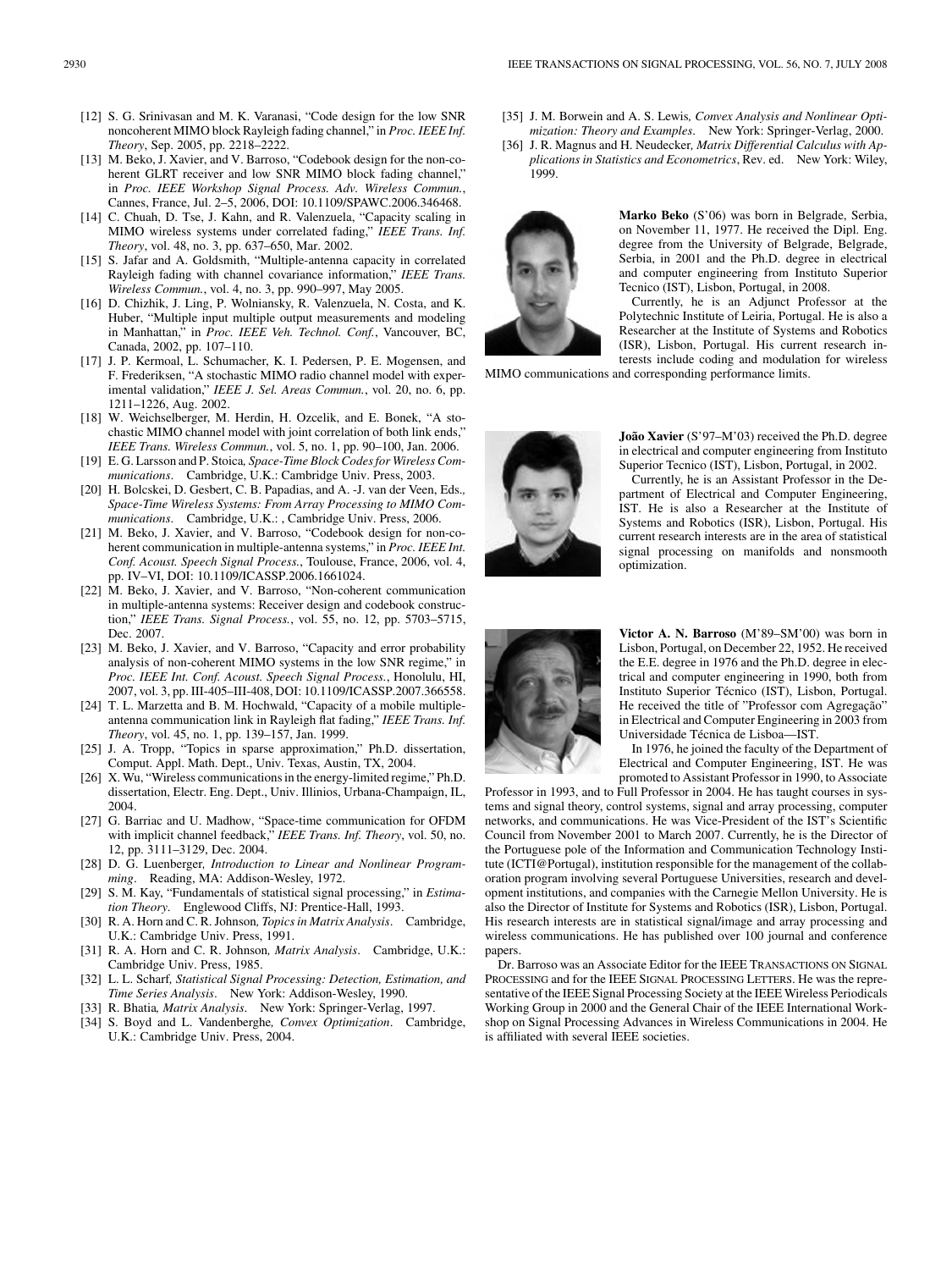[12] S. G. Srinivasan and M. K. Varanasi, "Code design for the low SNR noncoherent MIMO block Rayleigh fading channel," in *Proc. IEEE Inf. Theory*, Sep. 2005, pp. 2218–2222.

[13] M. Beko, J. Xavier, and V. Barroso, "Codebook design for the non-coherent GLRT receiver and low SNR MIMO block fading channel," in *Proc. IEEE Workshop Signal Process. Adv. Wireless Commun.*, Cannes, France, Jul. 2–5, 2006, DOI: 10.1109/SPAWC.2006.346468.

[14] C. Chuah, D. Tse, J. Kahn, and R. Valenzuela, "Capacity scaling in MIMO wireless systems under correlated fading," *IEEE Trans. Inf. Theory*, vol. 48, no. 3, pp. 637–650, Mar. 2002.

[15] S. Jafar and A. Goldsmith, "Multiple-antenna capacity in correlated Rayleigh fading with channel covariance information," *IEEE Trans. Wireless Commun.*, vol. 4, no. 3, pp. 990–997, May 2005.

[16] D. Chizhik, J. Ling, P. Wolniansky, R. Valenzuela, N. Costa, and K. Huber, "Multiple input multiple output measurements and modeling in Manhattan," in *Proc. IEEE Veh. Technol. Conf.*, Vancouver, BC, Canada, 2002, pp. 107–110.

[17] J. P. Kermoal, L. Schumacher, K. I. Pedersen, P. E. Mogensen, and F. Frederiksen, "A stochastic MIMO radio channel model with experimental validation," *IEEE J. Sel. Areas Commun.*, vol. 20, no. 6, pp. 1211–1226, Aug. 2002.

[18] W. Weichselberger, M. Herdin, H. Ozcelik, and E. Bonek, "A stochastic MIMO channel model with joint correlation of both link ends," *IEEE Trans. Wireless Commun.*, vol. 5, no. 1, pp. 90–100, Jan. 2006.

[19] E. G. Larsson and P. Stoica, *Space-Time Block Codes for Wireless Communications*. Cambridge, U.K.: Cambridge Univ. Press, 2003.

[20] H. Bolcskei, D. Gesbert, C. B. Papadias, and A. -J. van der Veen, Eds., *Space-Time Wireless Systems: From Array Processing to MIMO Communications*. Cambridge, U.K.: , Cambridge Univ. Press, 2006.

[21] M. Beko, J. Xavier, and V. Barroso, "Codebook design for non-coherent communication in multiple-antenna systems," in *Proc. IEEE Int. Conf. Acoust. Speech Signal Process.*, Toulouse, France, 2006, vol. 4, pp. IV–VI, DOI: 10.1109/ICASSP.2006.1661024.

[22] M. Beko, J. Xavier, and V. Barroso, "Non-coherent communication in multiple-antenna systems: Receiver design and codebook construction," *IEEE Trans. Signal Process.*, vol. 55, no. 12, pp. 5703–5715, Dec. 2007.

[23] M. Beko, J. Xavier, and V. Barroso, "Capacity and error probability analysis of non-coherent MIMO systems in the low SNR regime," in *Proc. IEEE Int. Conf. Acoust. Speech Signal Process.*, Honolulu, HI, 2007, vol. 3, pp. III-405–III-408, DOI: 10.1109/ICASSP.2007.366558.

[24] T. L. Marzetta and B. M. Hochwald, "Capacity of a mobile multiple-antenna communication link in Rayleigh flat fading," *IEEE Trans. Inf. Theory*, vol. 45, no. 1, pp. 139–157, Jan. 1999.

[25] J. A. Tropp, "Topics in sparse approximation," Ph.D. dissertation, Comput. Appl. Math. Dept., Univ. Texas, Austin, TX, 2004.

[26] X. Wu, "Wireless communications in the energy-limited regime," Ph.D. dissertation, Electr. Eng. Dept., Univ. Illinios, Urbana-Champaign, IL, 2004.

[27] G. Barriac and U. Madhow, "Space-time communication for OFDM with implicit channel feedback," *IEEE Trans. Inf. Theory*, vol. 50, no. 12, pp. 3111–3129, Dec. 2004.

[28] D. G. Luenberger, *Introduction to Linear and Nonlinear Programming*. Reading, MA: Addison-Wesley, 1972.

[29] S. M. Kay, "Fundamentals of statistical signal processing," in *Estimation Theory*. Englewood Cliffs, NJ: Prentice-Hall, 1993.

[30] R. A. Horn and C. R. Johnson, *Topics in Matrix Analysis*. Cambridge, U.K.: Cambridge Univ. Press, 1991.

[31] R. A. Horn and C. R. Johnson, *Matrix Analysis*. Cambridge, U.K.: Cambridge Univ. Press, 1985.

[32] L. L. Scharf, *Statistical Signal Processing: Detection, Estimation, and Time Series Analysis*. New York: Addison-Wesley, 1990.

[33] R. Bhatia, *Matrix Analysis*. New York: Springer-Verlag, 1997.

[34] S. Boyd and L. Vandenberghe, *Convex Optimization*. Cambridge, U.K.: Cambridge Univ. Press, 2004.

[35] J. M. Borwein and A. S. Lewis, *Convex Analysis and Nonlinear Optimization: Theory and Examples*. New York: Springer-Verlag, 2000.

[36] J. R. Magnus and H. Neudecker, *Matrix Differential Calculus with Applications in Statistics and Econometrics*, Rev. ed. New York: Wiley, 1999.

**Marko Beko** (S'06) was born in Belgrade, Serbia, on November 11, 1977. He received the Dipl. Eng. degree from the University of Belgrade, Belgrade, Serbia, in 2001 and the Ph.D. degree in electrical and computer engineering from Instituto Superior Tecnico (IST), Lisbon, Portugal, in 2008.

Currently, he is an Adjunct Professor at the Polytechnic Institute of Leiria, Portugal. He is also a Researcher at the Institute of Systems and Robotics (ISR), Lisbon, Portugal. His current research interests include coding and modulation for wireless MIMO communications and corresponding performance limits.

**João Xavier** (S'97–M'03) received the Ph.D. degree in electrical and computer engineering from Instituto Superior Tecnico (IST), Lisbon, Portugal, in 2002.

Currently, he is an Assistant Professor in the Department of Electrical and Computer Engineering, IST. He is also a Researcher at the Institute of Systems and Robotics (ISR), Lisbon, Portugal. His current research interests are in the area of statistical signal processing on manifolds and nonsmooth optimization.

**Victor A. N. Barroso** (M'89–SM'00) was born in Lisbon, Portugal, on December 22, 1952. He received the E.E. degree in 1976 and the Ph.D. degree in electrical and computer engineering in 1990, both from Instituto Superior Técnico (IST), Lisbon, Portugal. He received the title of "Professor com Agregação" in Electrical and Computer Engineering in 2003 from Universidade Técnica de Lisboa—IST.

In 1976, he joined the faculty of the Department of Electrical and Computer Engineering, IST. He was promoted to Assistant Professor in 1990, to Associate Professor in 1993, and to Full Professor in 2004. He has taught courses in systems and signal theory, control systems, signal and array processing, computer networks, and communications. He was Vice-President of the IST's Scientific Council from November 2001 to March 2007. Currently, he is the Director of the Portuguese pole of the Information and Communication Technology Institute (ICTI@Portugal), institution responsible for the management of the collaboration program involving several Portuguese Universities, research and development institutions, and companies with the Carnegie Mellon University. He is also the Director of Institute for Systems and Robotics (ISR), Lisbon, Portugal. His research interests are in statistical signal/image and array processing and wireless communications. He has published over 100 journal and conference papers.

Dr. Barroso was an Associate Editor for the IEEE TRANSACTIONS ON SIGNAL PROCESSING and for the IEEE SIGNAL PROCESSING LETTERS. He was the representative of the IEEE Signal Processing Society at the IEEE Wireless Periodicals Working Group in 2000 and the General Chair of the IEEE International Workshop on Signal Processing Advances in Wireless Communications in 2004. He is affiliated with several IEEE societies.